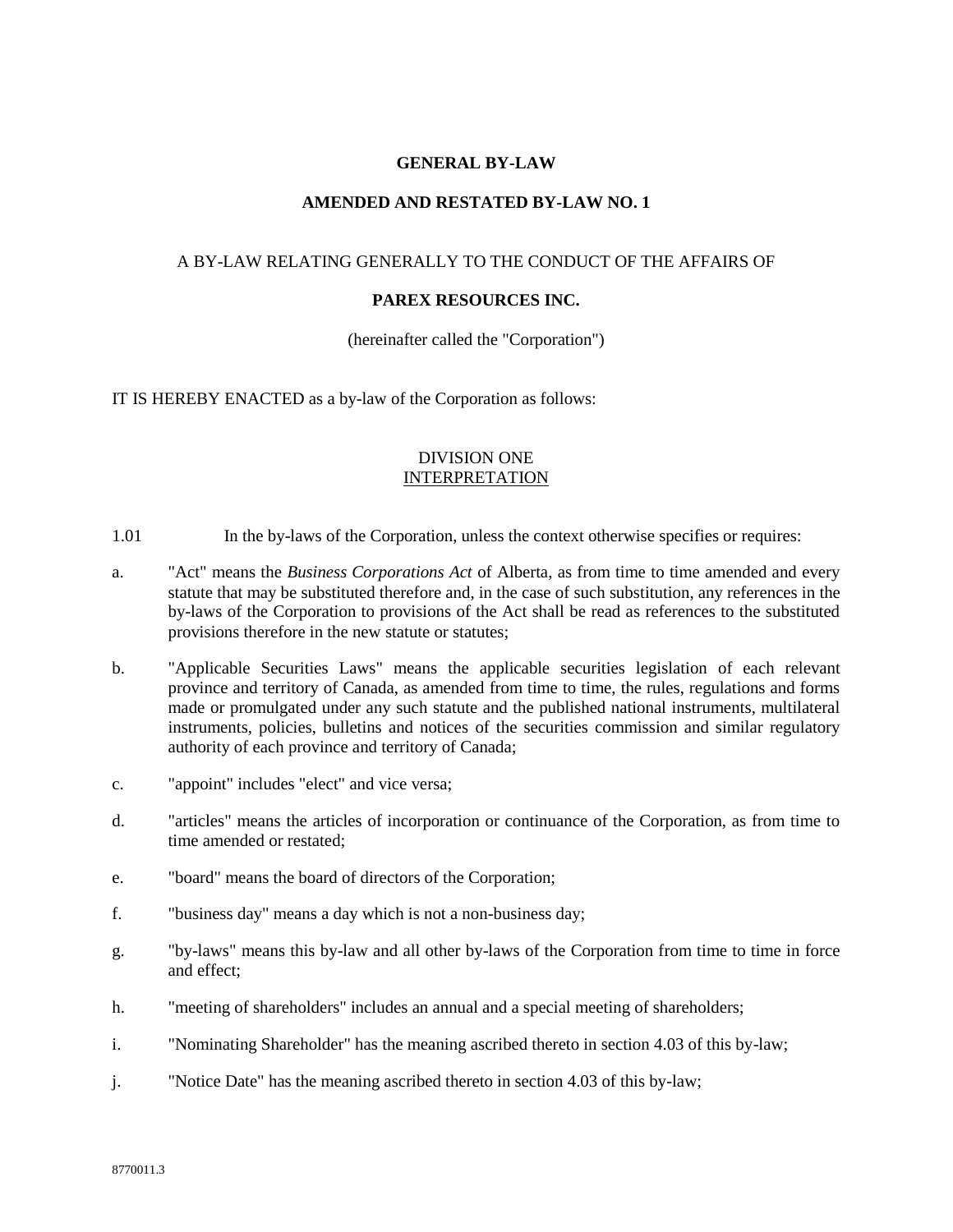**GENERAL BY-LAW**

**AMENDED AND RESTATED BY-LAW NO. 1**

A BY-LAW RELATING GENERALLY TO THE CONDUCT OF THE AFFAIRS OF

**PAREX RESOURCES INC.**

(hereinafter called the "Corporation")

IT IS HEREBY ENACTED as a by-law of the Corporation as follows:

DIVISION ONE
INTERPRETATION

1.01 In the by-laws of the Corporation, unless the context otherwise specifies or requires:

a. "Act" means the *Business Corporations Act* of Alberta, as from time to time amended and every statute that may be substituted therefore and, in the case of such substitution, any references in the by-laws of the Corporation to provisions of the Act shall be read as references to the substituted provisions therefore in the new statute or statutes;

b. "Applicable Securities Laws" means the applicable securities legislation of each relevant province and territory of Canada, as amended from time to time, the rules, regulations and forms made or promulgated under any such statute and the published national instruments, multilateral instruments, policies, bulletins and notices of the securities commission and similar regulatory authority of each province and territory of Canada;

c. "appoint" includes "elect" and vice versa;

d. "articles" means the articles of incorporation or continuance of the Corporation, as from time to time amended or restated;

e. "board" means the board of directors of the Corporation;

f. "business day" means a day which is not a non-business day;

g. "by-laws" means this by-law and all other by-laws of the Corporation from time to time in force and effect;

h. "meeting of shareholders" includes an annual and a special meeting of shareholders;

i. "Nominating Shareholder" has the meaning ascribed thereto in section 4.03 of this by-law;

j. "Notice Date" has the meaning ascribed thereto in section 4.03 of this by-law;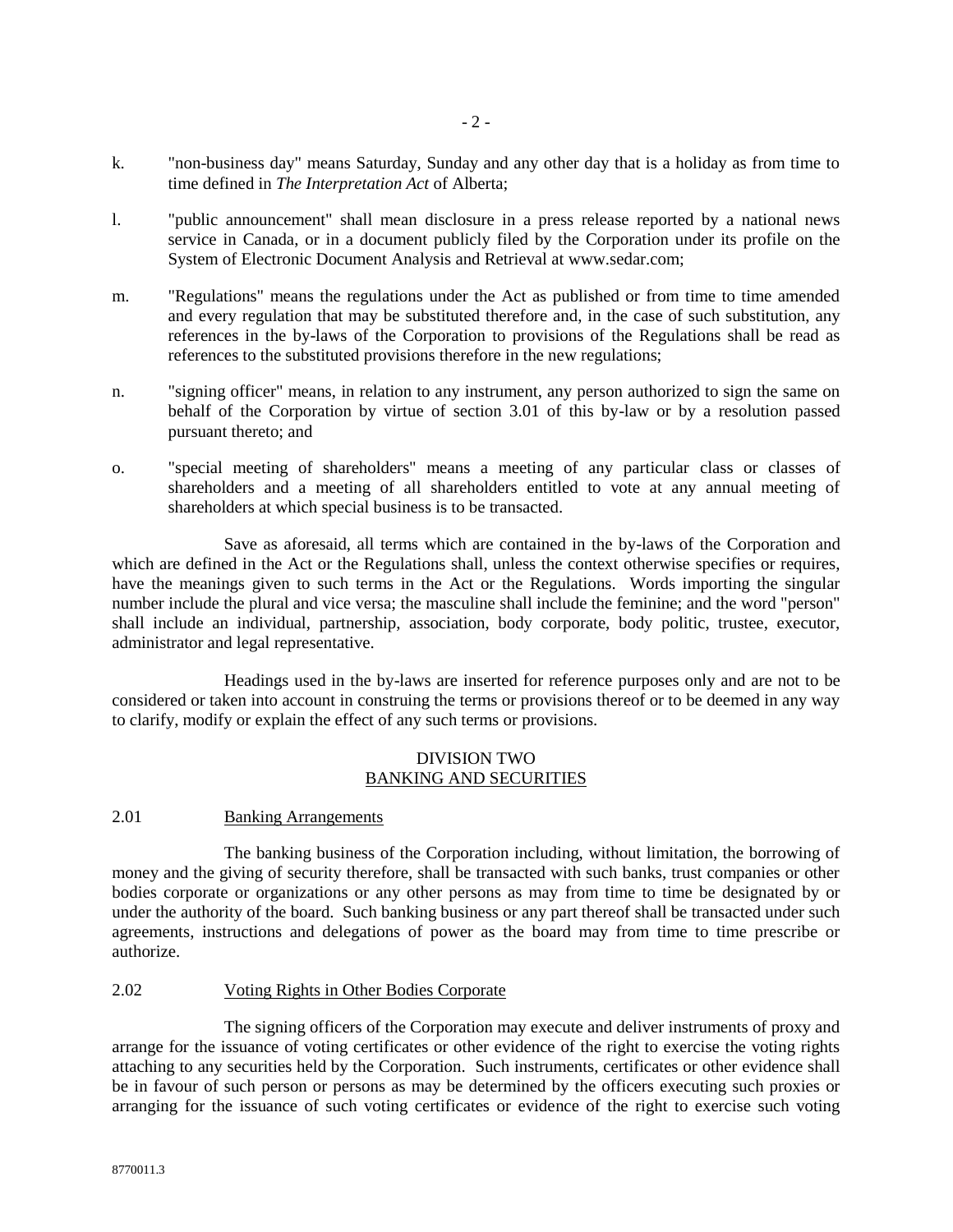k. "non-business day" means Saturday, Sunday and any other day that is a holiday as from time to time defined in *The Interpretation Act* of Alberta;

l. "public announcement" shall mean disclosure in a press release reported by a national news service in Canada, or in a document publicly filed by the Corporation under its profile on the System of Electronic Document Analysis and Retrieval at www.sedar.com;

m. "Regulations" means the regulations under the Act as published or from time to time amended and every regulation that may be substituted therefore and, in the case of such substitution, any references in the by-laws of the Corporation to provisions of the Regulations shall be read as references to the substituted provisions therefore in the new regulations;

n. "signing officer" means, in relation to any instrument, any person authorized to sign the same on behalf of the Corporation by virtue of section 3.01 of this by-law or by a resolution passed pursuant thereto; and

o. "special meeting of shareholders" means a meeting of any particular class or classes of shareholders and a meeting of all shareholders entitled to vote at any annual meeting of shareholders at which special business is to be transacted.

Save as aforesaid, all terms which are contained in the by-laws of the Corporation and which are defined in the Act or the Regulations shall, unless the context otherwise specifies or requires, have the meanings given to such terms in the Act or the Regulations. Words importing the singular number include the plural and vice versa; the masculine shall include the feminine; and the word "person" shall include an individual, partnership, association, body corporate, body politic, trustee, executor, administrator and legal representative.

Headings used in the by-laws are inserted for reference purposes only and are not to be considered or taken into account in construing the terms or provisions thereof or to be deemed in any way to clarify, modify or explain the effect of any such terms or provisions.

## DIVISION TWO
## BANKING AND SECURITIES

### 2.01 Banking Arrangements

The banking business of the Corporation including, without limitation, the borrowing of money and the giving of security therefore, shall be transacted with such banks, trust companies or other bodies corporate or organizations or any other persons as may from time to time be designated by or under the authority of the board. Such banking business or any part thereof shall be transacted under such agreements, instructions and delegations of power as the board may from time to time prescribe or authorize.

### 2.02 Voting Rights in Other Bodies Corporate

The signing officers of the Corporation may execute and deliver instruments of proxy and arrange for the issuance of voting certificates or other evidence of the right to exercise the voting rights attaching to any securities held by the Corporation. Such instruments, certificates or other evidence shall be in favour of such person or persons as may be determined by the officers executing such proxies or arranging for the issuance of such voting certificates or evidence of the right to exercise such voting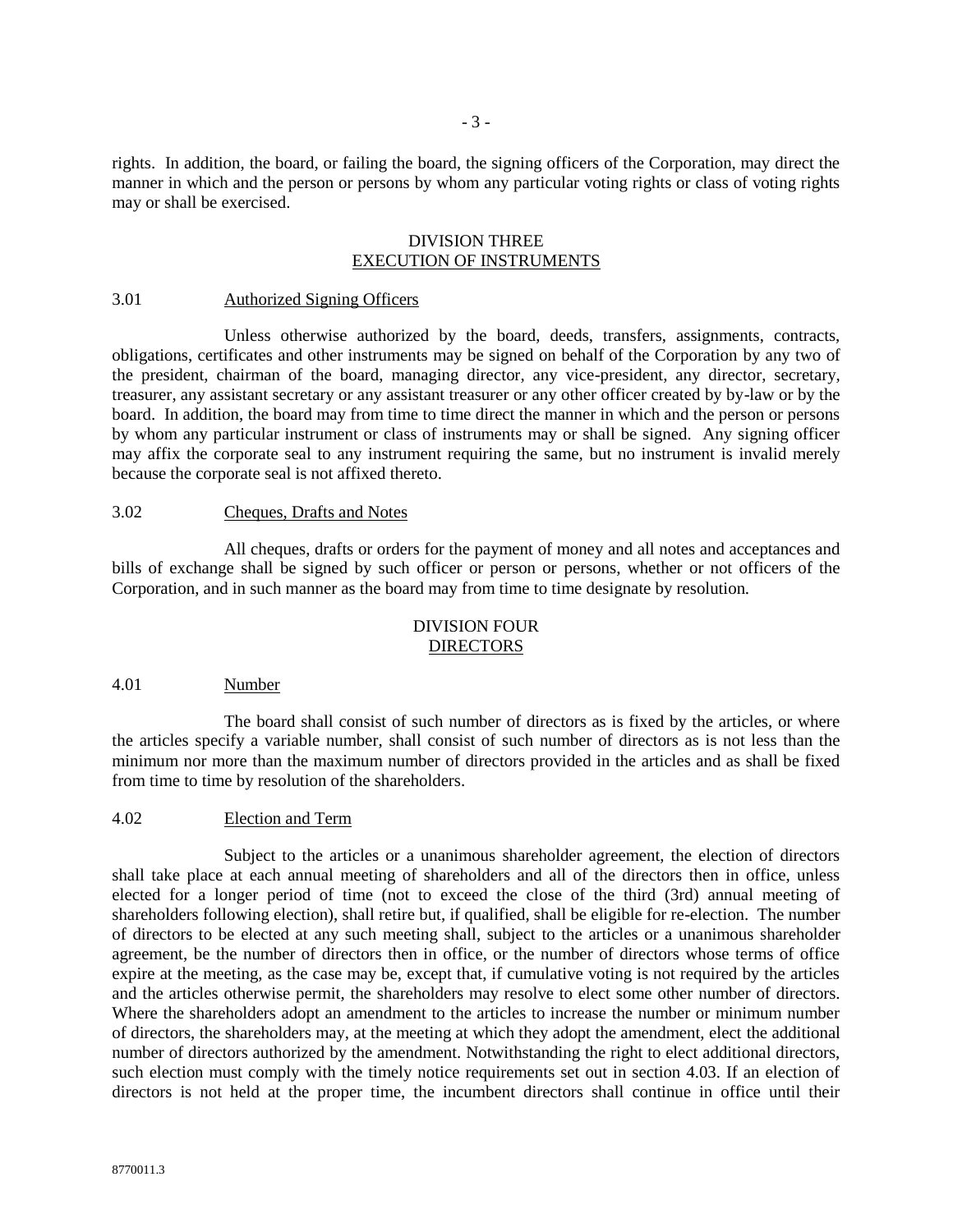rights. In addition, the board, or failing the board, the signing officers of the Corporation, may direct the manner in which and the person or persons by whom any particular voting rights or class of voting rights may or shall be exercised.

## DIVISION THREE
## EXECUTION OF INSTRUMENTS

### 3.01 Authorized Signing Officers

Unless otherwise authorized by the board, deeds, transfers, assignments, contracts, obligations, certificates and other instruments may be signed on behalf of the Corporation by any two of the president, chairman of the board, managing director, any vice-president, any director, secretary, treasurer, any assistant secretary or any assistant treasurer or any other officer created by by-law or by the board. In addition, the board may from time to time direct the manner in which and the person or persons by whom any particular instrument or class of instruments may or shall be signed. Any signing officer may affix the corporate seal to any instrument requiring the same, but no instrument is invalid merely because the corporate seal is not affixed thereto.

### 3.02 Cheques, Drafts and Notes

All cheques, drafts or orders for the payment of money and all notes and acceptances and bills of exchange shall be signed by such officer or person or persons, whether or not officers of the Corporation, and in such manner as the board may from time to time designate by resolution.

## DIVISION FOUR
## DIRECTORS

### 4.01 Number

The board shall consist of such number of directors as is fixed by the articles, or where the articles specify a variable number, shall consist of such number of directors as is not less than the minimum nor more than the maximum number of directors provided in the articles and as shall be fixed from time to time by resolution of the shareholders.

### 4.02 Election and Term

Subject to the articles or a unanimous shareholder agreement, the election of directors shall take place at each annual meeting of shareholders and all of the directors then in office, unless elected for a longer period of time (not to exceed the close of the third (3rd) annual meeting of shareholders following election), shall retire but, if qualified, shall be eligible for re-election. The number of directors to be elected at any such meeting shall, subject to the articles or a unanimous shareholder agreement, be the number of directors then in office, or the number of directors whose terms of office expire at the meeting, as the case may be, except that, if cumulative voting is not required by the articles and the articles otherwise permit, the shareholders may resolve to elect some other number of directors. Where the shareholders adopt an amendment to the articles to increase the number or minimum number of directors, the shareholders may, at the meeting at which they adopt the amendment, elect the additional number of directors authorized by the amendment. Notwithstanding the right to elect additional directors, such election must comply with the timely notice requirements set out in section 4.03. If an election of directors is not held at the proper time, the incumbent directors shall continue in office until their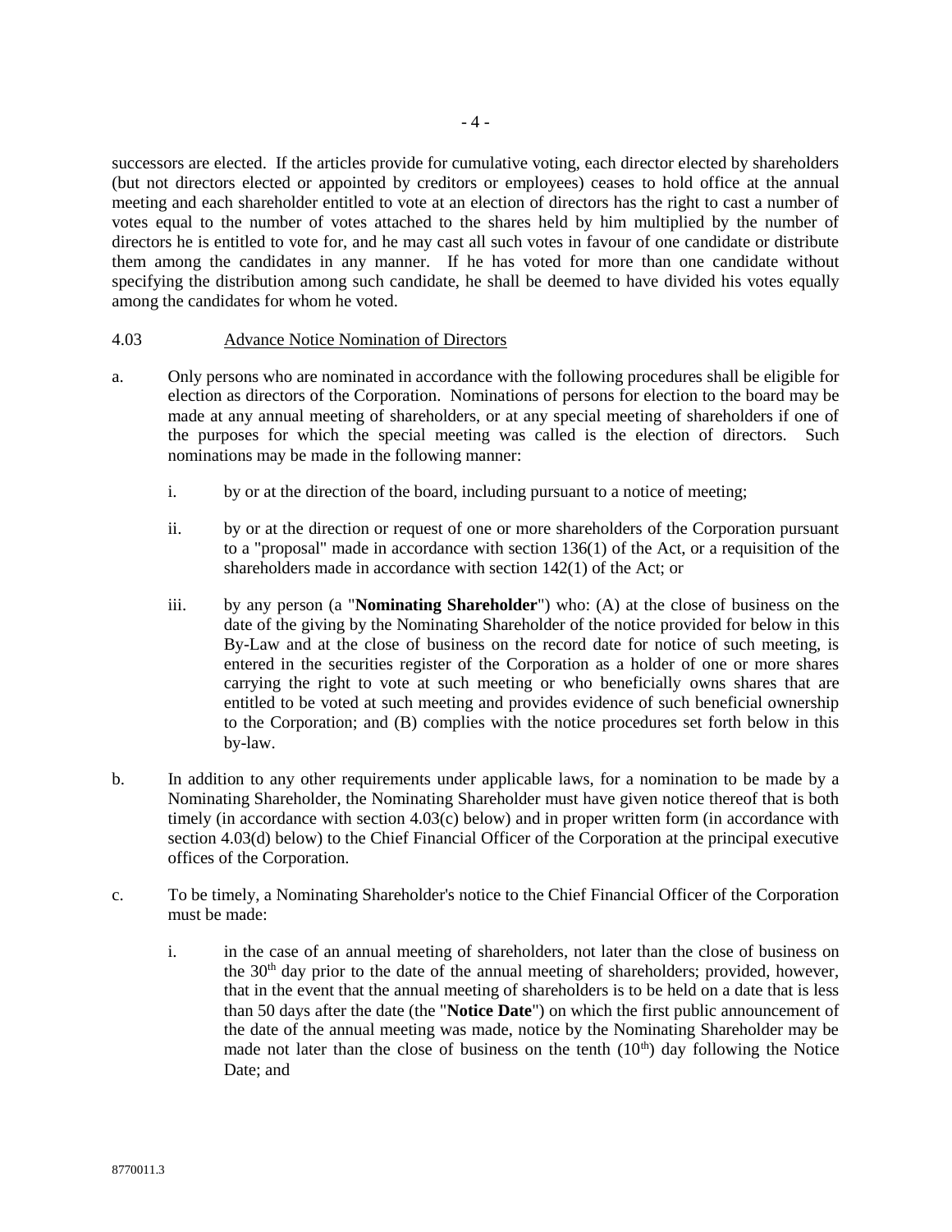successors are elected. If the articles provide for cumulative voting, each director elected by shareholders (but not directors elected or appointed by creditors or employees) ceases to hold office at the annual meeting and each shareholder entitled to vote at an election of directors has the right to cast a number of votes equal to the number of votes attached to the shares held by him multiplied by the number of directors he is entitled to vote for, and he may cast all such votes in favour of one candidate or distribute them among the candidates in any manner. If he has voted for more than one candidate without specifying the distribution among such candidate, he shall be deemed to have divided his votes equally among the candidates for whom he voted.

4.03 Advance Notice Nomination of Directors

a. Only persons who are nominated in accordance with the following procedures shall be eligible for election as directors of the Corporation. Nominations of persons for election to the board may be made at any annual meeting of shareholders, or at any special meeting of shareholders if one of the purposes for which the special meeting was called is the election of directors. Such nominations may be made in the following manner:

   i. by or at the direction of the board, including pursuant to a notice of meeting;

   ii. by or at the direction or request of one or more shareholders of the Corporation pursuant to a "proposal" made in accordance with section 136(1) of the Act, or a requisition of the shareholders made in accordance with section 142(1) of the Act; or

   iii. by any person (a "**Nominating Shareholder**") who: (A) at the close of business on the date of the giving by the Nominating Shareholder of the notice provided for below in this By-Law and at the close of business on the record date for notice of such meeting, is entered in the securities register of the Corporation as a holder of one or more shares carrying the right to vote at such meeting or who beneficially owns shares that are entitled to be voted at such meeting and provides evidence of such beneficial ownership to the Corporation; and (B) complies with the notice procedures set forth below in this by-law.

b. In addition to any other requirements under applicable laws, for a nomination to be made by a Nominating Shareholder, the Nominating Shareholder must have given notice thereof that is both timely (in accordance with section 4.03(c) below) and in proper written form (in accordance with section 4.03(d) below) to the Chief Financial Officer of the Corporation at the principal executive offices of the Corporation.

c. To be timely, a Nominating Shareholder's notice to the Chief Financial Officer of the Corporation must be made:

   i. in the case of an annual meeting of shareholders, not later than the close of business on the 30th day prior to the date of the annual meeting of shareholders; provided, however, that in the event that the annual meeting of shareholders is to be held on a date that is less than 50 days after the date (the "**Notice Date**") on which the first public announcement of the date of the annual meeting was made, notice by the Nominating Shareholder may be made not later than the close of business on the tenth (10th) day following the Notice Date; and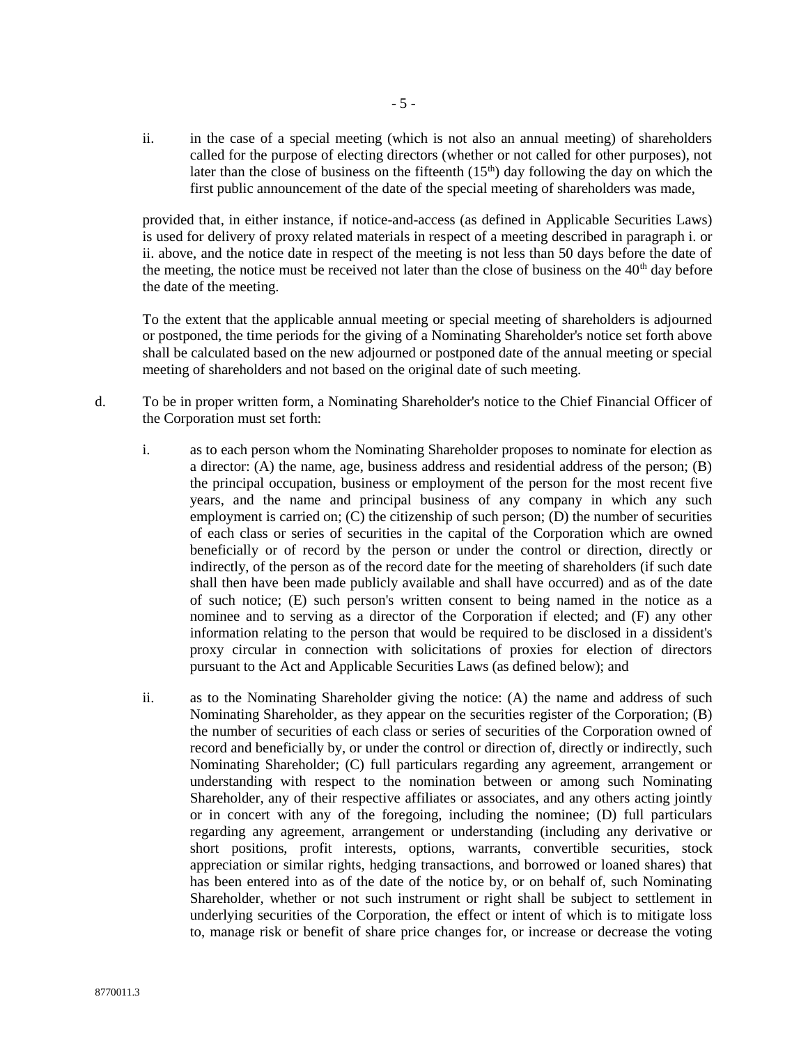ii. in the case of a special meeting (which is not also an annual meeting) of shareholders called for the purpose of electing directors (whether or not called for other purposes), not later than the close of business on the fifteenth (15th) day following the day on which the first public announcement of the date of the special meeting of shareholders was made,

provided that, in either instance, if notice-and-access (as defined in Applicable Securities Laws) is used for delivery of proxy related materials in respect of a meeting described in paragraph i. or ii. above, and the notice date in respect of the meeting is not less than 50 days before the date of the meeting, the notice must be received not later than the close of business on the 40th day before the date of the meeting.

To the extent that the applicable annual meeting or special meeting of shareholders is adjourned or postponed, the time periods for the giving of a Nominating Shareholder's notice set forth above shall be calculated based on the new adjourned or postponed date of the annual meeting or special meeting of shareholders and not based on the original date of such meeting.

d. To be in proper written form, a Nominating Shareholder's notice to the Chief Financial Officer of the Corporation must set forth:

i. as to each person whom the Nominating Shareholder proposes to nominate for election as a director: (A) the name, age, business address and residential address of the person; (B) the principal occupation, business or employment of the person for the most recent five years, and the name and principal business of any company in which any such employment is carried on; (C) the citizenship of such person; (D) the number of securities of each class or series of securities in the capital of the Corporation which are owned beneficially or of record by the person or under the control or direction, directly or indirectly, of the person as of the record date for the meeting of shareholders (if such date shall then have been made publicly available and shall have occurred) and as of the date of such notice; (E) such person's written consent to being named in the notice as a nominee and to serving as a director of the Corporation if elected; and (F) any other information relating to the person that would be required to be disclosed in a dissident's proxy circular in connection with solicitations of proxies for election of directors pursuant to the Act and Applicable Securities Laws (as defined below); and

ii. as to the Nominating Shareholder giving the notice: (A) the name and address of such Nominating Shareholder, as they appear on the securities register of the Corporation; (B) the number of securities of each class or series of securities of the Corporation owned of record and beneficially by, or under the control or direction of, directly or indirectly, such Nominating Shareholder; (C) full particulars regarding any agreement, arrangement or understanding with respect to the nomination between or among such Nominating Shareholder, any of their respective affiliates or associates, and any others acting jointly or in concert with any of the foregoing, including the nominee; (D) full particulars regarding any agreement, arrangement or understanding (including any derivative or short positions, profit interests, options, warrants, convertible securities, stock appreciation or similar rights, hedging transactions, and borrowed or loaned shares) that has been entered into as of the date of the notice by, or on behalf of, such Nominating Shareholder, whether or not such instrument or right shall be subject to settlement in underlying securities of the Corporation, the effect or intent of which is to mitigate loss to, manage risk or benefit of share price changes for, or increase or decrease the voting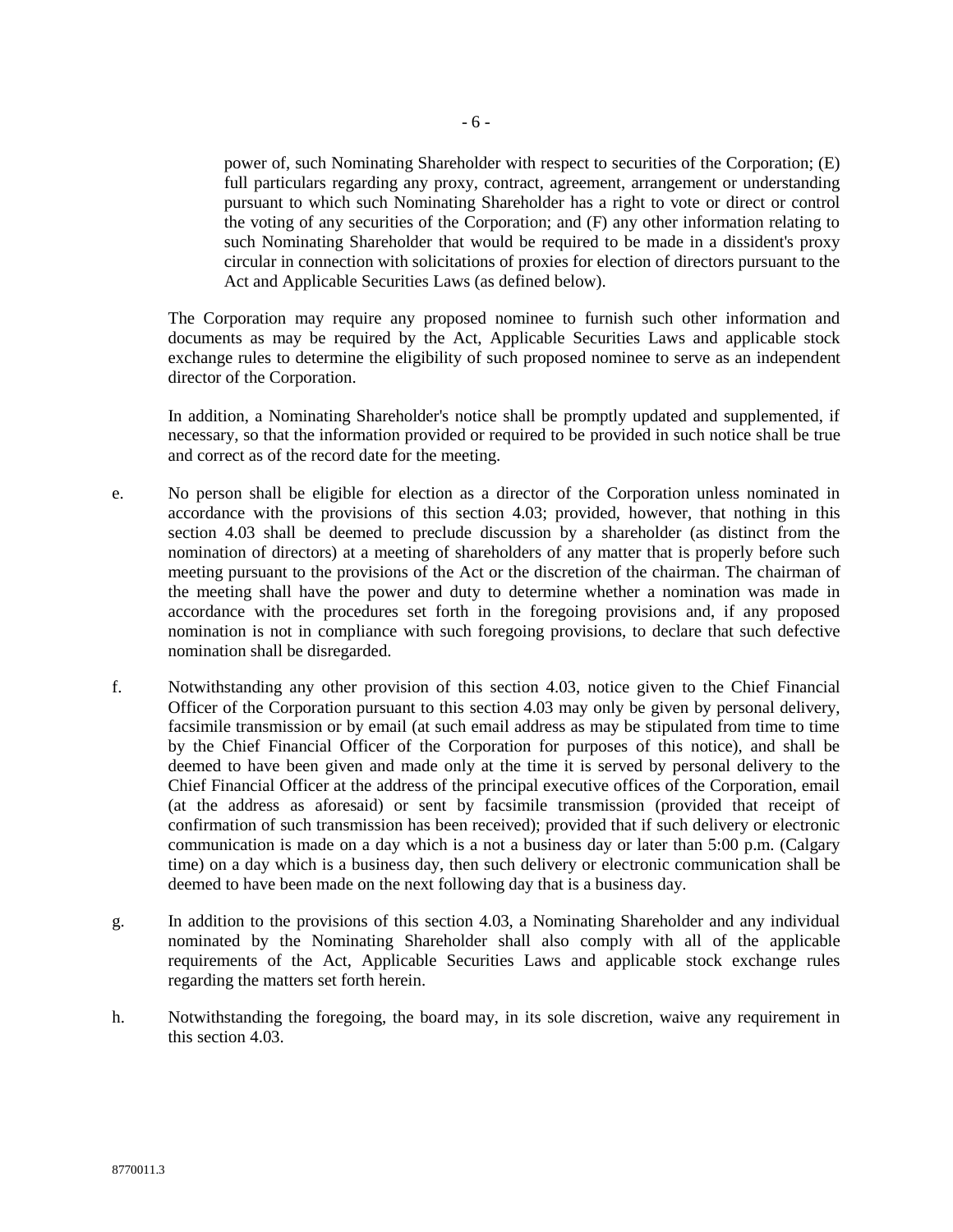power of, such Nominating Shareholder with respect to securities of the Corporation; (E) full particulars regarding any proxy, contract, agreement, arrangement or understanding pursuant to which such Nominating Shareholder has a right to vote or direct or control the voting of any securities of the Corporation; and (F) any other information relating to such Nominating Shareholder that would be required to be made in a dissident's proxy circular in connection with solicitations of proxies for election of directors pursuant to the Act and Applicable Securities Laws (as defined below).

The Corporation may require any proposed nominee to furnish such other information and documents as may be required by the Act, Applicable Securities Laws and applicable stock exchange rules to determine the eligibility of such proposed nominee to serve as an independent director of the Corporation.

In addition, a Nominating Shareholder's notice shall be promptly updated and supplemented, if necessary, so that the information provided or required to be provided in such notice shall be true and correct as of the record date for the meeting.

e. No person shall be eligible for election as a director of the Corporation unless nominated in accordance with the provisions of this section 4.03; provided, however, that nothing in this section 4.03 shall be deemed to preclude discussion by a shareholder (as distinct from the nomination of directors) at a meeting of shareholders of any matter that is properly before such meeting pursuant to the provisions of the Act or the discretion of the chairman. The chairman of the meeting shall have the power and duty to determine whether a nomination was made in accordance with the procedures set forth in the foregoing provisions and, if any proposed nomination is not in compliance with such foregoing provisions, to declare that such defective nomination shall be disregarded.

f. Notwithstanding any other provision of this section 4.03, notice given to the Chief Financial Officer of the Corporation pursuant to this section 4.03 may only be given by personal delivery, facsimile transmission or by email (at such email address as may be stipulated from time to time by the Chief Financial Officer of the Corporation for purposes of this notice), and shall be deemed to have been given and made only at the time it is served by personal delivery to the Chief Financial Officer at the address of the principal executive offices of the Corporation, email (at the address as aforesaid) or sent by facsimile transmission (provided that receipt of confirmation of such transmission has been received); provided that if such delivery or electronic communication is made on a day which is a not a business day or later than 5:00 p.m. (Calgary time) on a day which is a business day, then such delivery or electronic communication shall be deemed to have been made on the next following day that is a business day.

g. In addition to the provisions of this section 4.03, a Nominating Shareholder and any individual nominated by the Nominating Shareholder shall also comply with all of the applicable requirements of the Act, Applicable Securities Laws and applicable stock exchange rules regarding the matters set forth herein.

h. Notwithstanding the foregoing, the board may, in its sole discretion, waive any requirement in this section 4.03.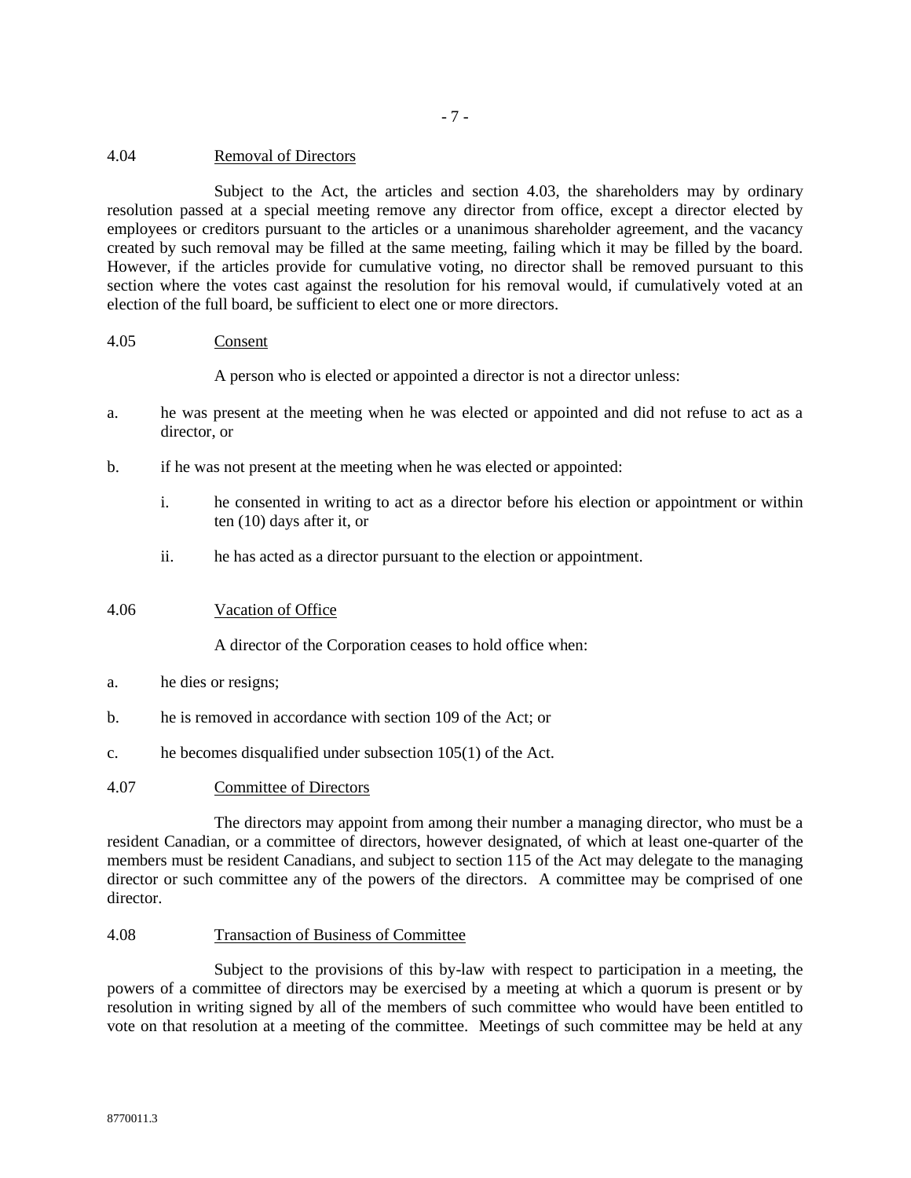### 4.04 Removal of Directors

Subject to the Act, the articles and section 4.03, the shareholders may by ordinary resolution passed at a special meeting remove any director from office, except a director elected by employees or creditors pursuant to the articles or a unanimous shareholder agreement, and the vacancy created by such removal may be filled at the same meeting, failing which it may be filled by the board. However, if the articles provide for cumulative voting, no director shall be removed pursuant to this section where the votes cast against the resolution for his removal would, if cumulatively voted at an election of the full board, be sufficient to elect one or more directors.

### 4.05 Consent

A person who is elected or appointed a director is not a director unless:

a. he was present at the meeting when he was elected or appointed and did not refuse to act as a director, or

b. if he was not present at the meeting when he was elected or appointed:

   i. he consented in writing to act as a director before his election or appointment or within ten (10) days after it, or

   ii. he has acted as a director pursuant to the election or appointment.

### 4.06 Vacation of Office

A director of the Corporation ceases to hold office when:

a. he dies or resigns;

b. he is removed in accordance with section 109 of the Act; or

c. he becomes disqualified under subsection 105(1) of the Act.

### 4.07 Committee of Directors

The directors may appoint from among their number a managing director, who must be a resident Canadian, or a committee of directors, however designated, of which at least one-quarter of the members must be resident Canadians, and subject to section 115 of the Act may delegate to the managing director or such committee any of the powers of the directors. A committee may be comprised of one director.

### 4.08 Transaction of Business of Committee

Subject to the provisions of this by-law with respect to participation in a meeting, the powers of a committee of directors may be exercised by a meeting at which a quorum is present or by resolution in writing signed by all of the members of such committee who would have been entitled to vote on that resolution at a meeting of the committee. Meetings of such committee may be held at any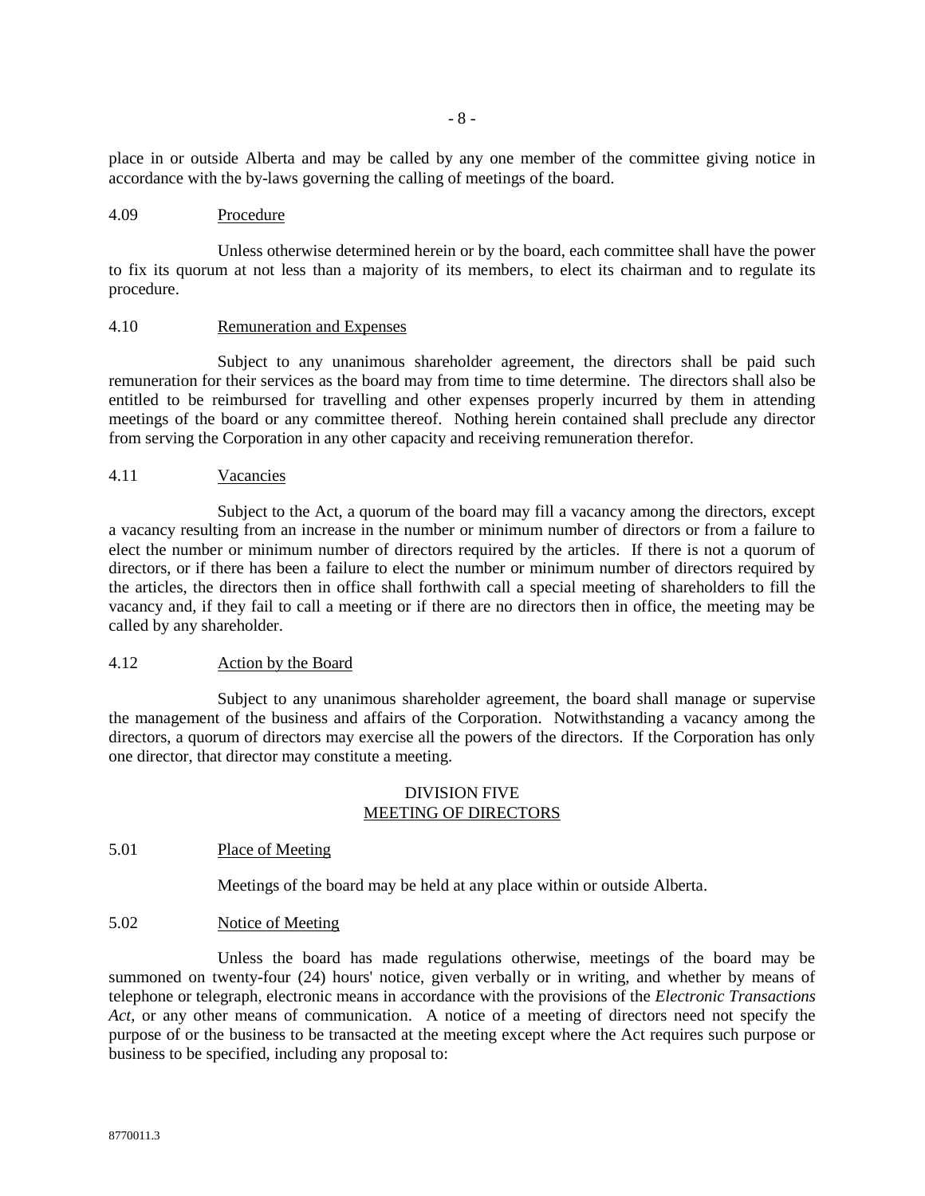place in or outside Alberta and may be called by any one member of the committee giving notice in accordance with the by-laws governing the calling of meetings of the board.

4.09 Procedure

Unless otherwise determined herein or by the board, each committee shall have the power to fix its quorum at not less than a majority of its members, to elect its chairman and to regulate its procedure.

4.10 Remuneration and Expenses

Subject to any unanimous shareholder agreement, the directors shall be paid such remuneration for their services as the board may from time to time determine. The directors shall also be entitled to be reimbursed for travelling and other expenses properly incurred by them in attending meetings of the board or any committee thereof. Nothing herein contained shall preclude any director from serving the Corporation in any other capacity and receiving remuneration therefor.

4.11 Vacancies

Subject to the Act, a quorum of the board may fill a vacancy among the directors, except a vacancy resulting from an increase in the number or minimum number of directors or from a failure to elect the number or minimum number of directors required by the articles. If there is not a quorum of directors, or if there has been a failure to elect the number or minimum number of directors required by the articles, the directors then in office shall forthwith call a special meeting of shareholders to fill the vacancy and, if they fail to call a meeting or if there are no directors then in office, the meeting may be called by any shareholder.

4.12 Action by the Board

Subject to any unanimous shareholder agreement, the board shall manage or supervise the management of the business and affairs of the Corporation. Notwithstanding a vacancy among the directors, a quorum of directors may exercise all the powers of the directors. If the Corporation has only one director, that director may constitute a meeting.

## DIVISION FIVE
## MEETING OF DIRECTORS

5.01 Place of Meeting

Meetings of the board may be held at any place within or outside Alberta.

5.02 Notice of Meeting

Unless the board has made regulations otherwise, meetings of the board may be summoned on twenty-four (24) hours' notice, given verbally or in writing, and whether by means of telephone or telegraph, electronic means in accordance with the provisions of the *Electronic Transactions Act*, or any other means of communication. A notice of a meeting of directors need not specify the purpose of or the business to be transacted at the meeting except where the Act requires such purpose or business to be specified, including any proposal to: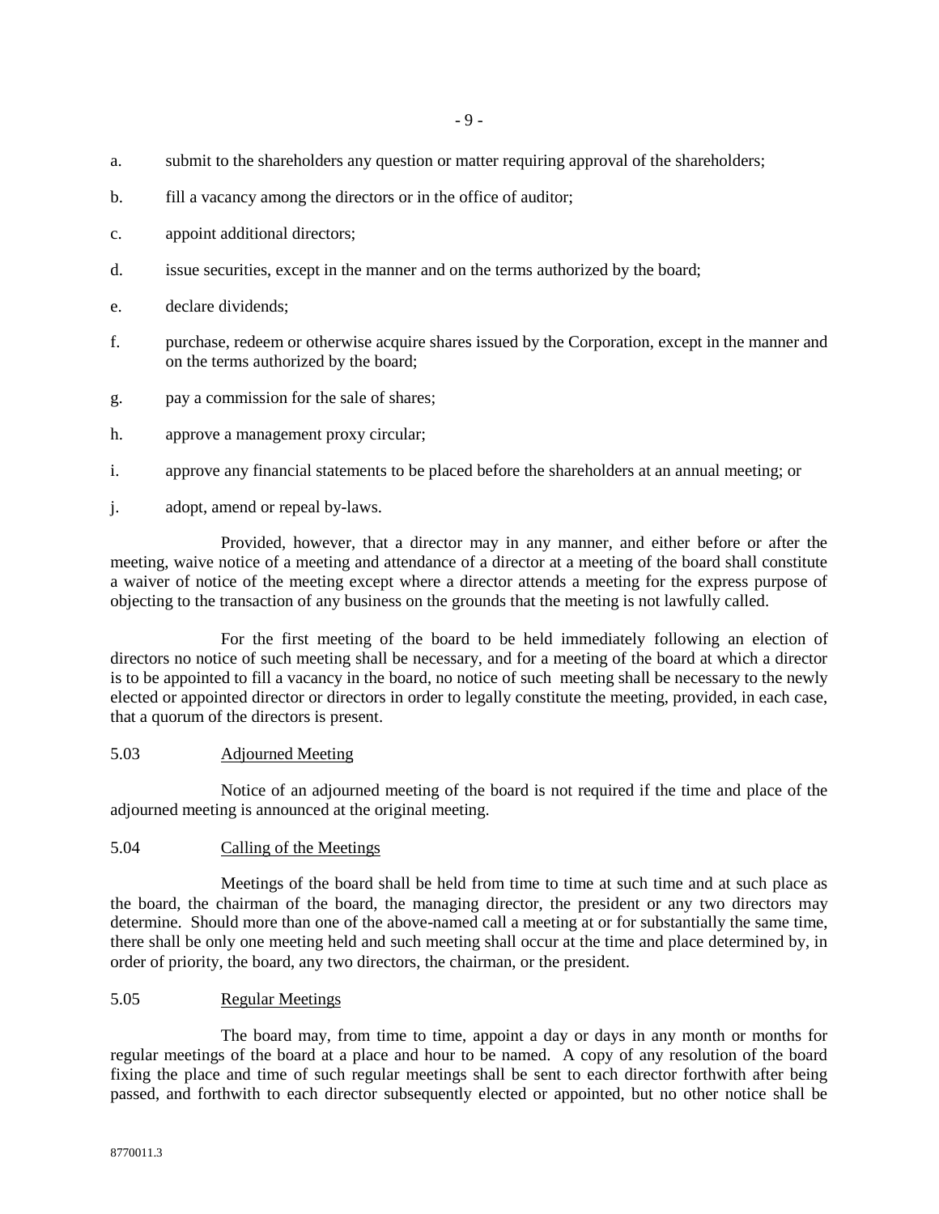a. submit to the shareholders any question or matter requiring approval of the shareholders;

b. fill a vacancy among the directors or in the office of auditor;

c. appoint additional directors;

d. issue securities, except in the manner and on the terms authorized by the board;

e. declare dividends;

f. purchase, redeem or otherwise acquire shares issued by the Corporation, except in the manner and on the terms authorized by the board;

g. pay a commission for the sale of shares;

h. approve a management proxy circular;

i. approve any financial statements to be placed before the shareholders at an annual meeting; or

j. adopt, amend or repeal by-laws.

Provided, however, that a director may in any manner, and either before or after the meeting, waive notice of a meeting and attendance of a director at a meeting of the board shall constitute a waiver of notice of the meeting except where a director attends a meeting for the express purpose of objecting to the transaction of any business on the grounds that the meeting is not lawfully called.

For the first meeting of the board to be held immediately following an election of directors no notice of such meeting shall be necessary, and for a meeting of the board at which a director is to be appointed to fill a vacancy in the board, no notice of such meeting shall be necessary to the newly elected or appointed director or directors in order to legally constitute the meeting, provided, in each case, that a quorum of the directors is present.

5.03 Adjourned Meeting

Notice of an adjourned meeting of the board is not required if the time and place of the adjourned meeting is announced at the original meeting.

5.04 Calling of the Meetings

Meetings of the board shall be held from time to time at such time and at such place as the board, the chairman of the board, the managing director, the president or any two directors may determine. Should more than one of the above-named call a meeting at or for substantially the same time, there shall be only one meeting held and such meeting shall occur at the time and place determined by, in order of priority, the board, any two directors, the chairman, or the president.

5.05 Regular Meetings

The board may, from time to time, appoint a day or days in any month or months for regular meetings of the board at a place and hour to be named. A copy of any resolution of the board fixing the place and time of such regular meetings shall be sent to each director forthwith after being passed, and forthwith to each director subsequently elected or appointed, but no other notice shall be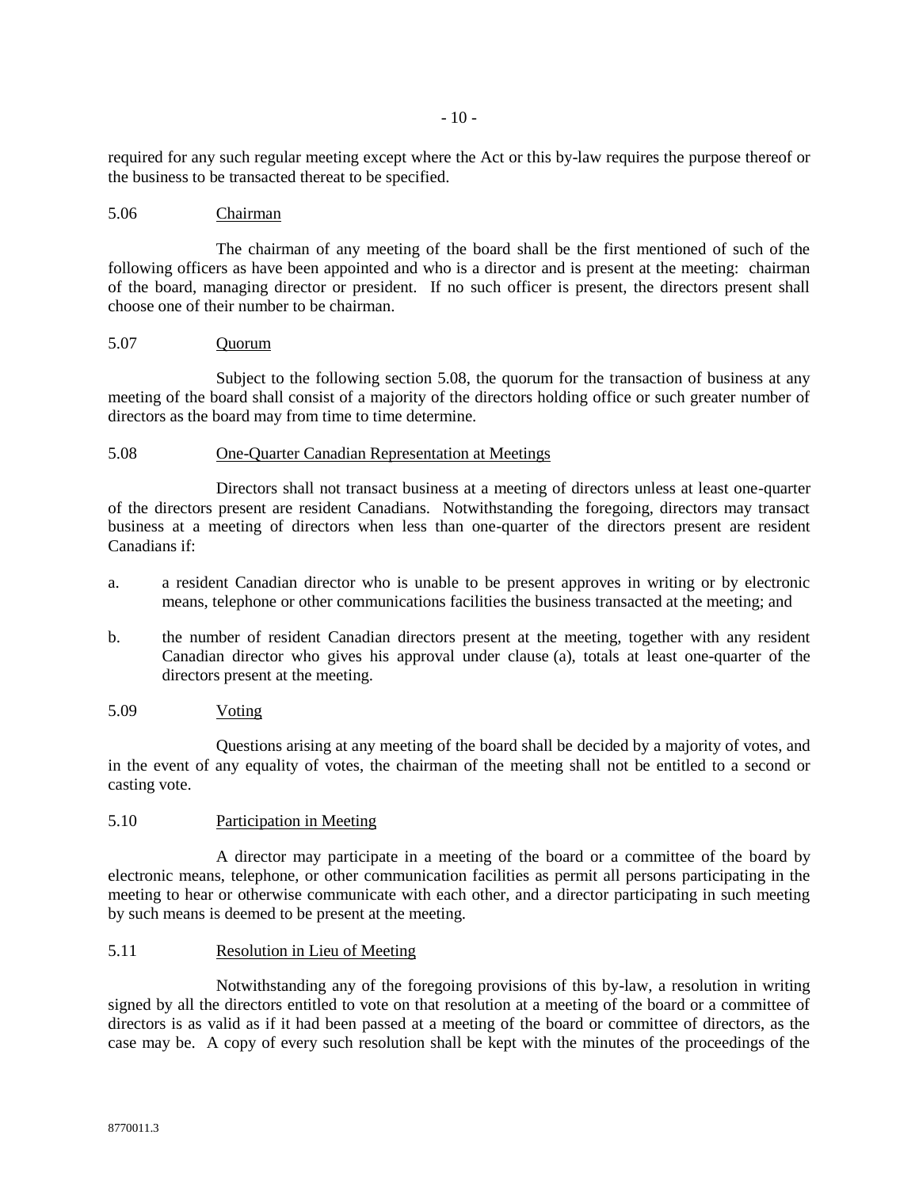required for any such regular meeting except where the Act or this by-law requires the purpose thereof or the business to be transacted thereat to be specified.

### 5.06 Chairman

The chairman of any meeting of the board shall be the first mentioned of such of the following officers as have been appointed and who is a director and is present at the meeting: chairman of the board, managing director or president. If no such officer is present, the directors present shall choose one of their number to be chairman.

### 5.07 Quorum

Subject to the following section 5.08, the quorum for the transaction of business at any meeting of the board shall consist of a majority of the directors holding office or such greater number of directors as the board may from time to time determine.

### 5.08 One-Quarter Canadian Representation at Meetings

Directors shall not transact business at a meeting of directors unless at least one-quarter of the directors present are resident Canadians. Notwithstanding the foregoing, directors may transact business at a meeting of directors when less than one-quarter of the directors present are resident Canadians if:

a. a resident Canadian director who is unable to be present approves in writing or by electronic means, telephone or other communications facilities the business transacted at the meeting; and

b. the number of resident Canadian directors present at the meeting, together with any resident Canadian director who gives his approval under clause (a), totals at least one-quarter of the directors present at the meeting.

### 5.09 Voting

Questions arising at any meeting of the board shall be decided by a majority of votes, and in the event of any equality of votes, the chairman of the meeting shall not be entitled to a second or casting vote.

### 5.10 Participation in Meeting

A director may participate in a meeting of the board or a committee of the board by electronic means, telephone, or other communication facilities as permit all persons participating in the meeting to hear or otherwise communicate with each other, and a director participating in such meeting by such means is deemed to be present at the meeting.

### 5.11 Resolution in Lieu of Meeting

Notwithstanding any of the foregoing provisions of this by-law, a resolution in writing signed by all the directors entitled to vote on that resolution at a meeting of the board or a committee of directors is as valid as if it had been passed at a meeting of the board or committee of directors, as the case may be. A copy of every such resolution shall be kept with the minutes of the proceedings of the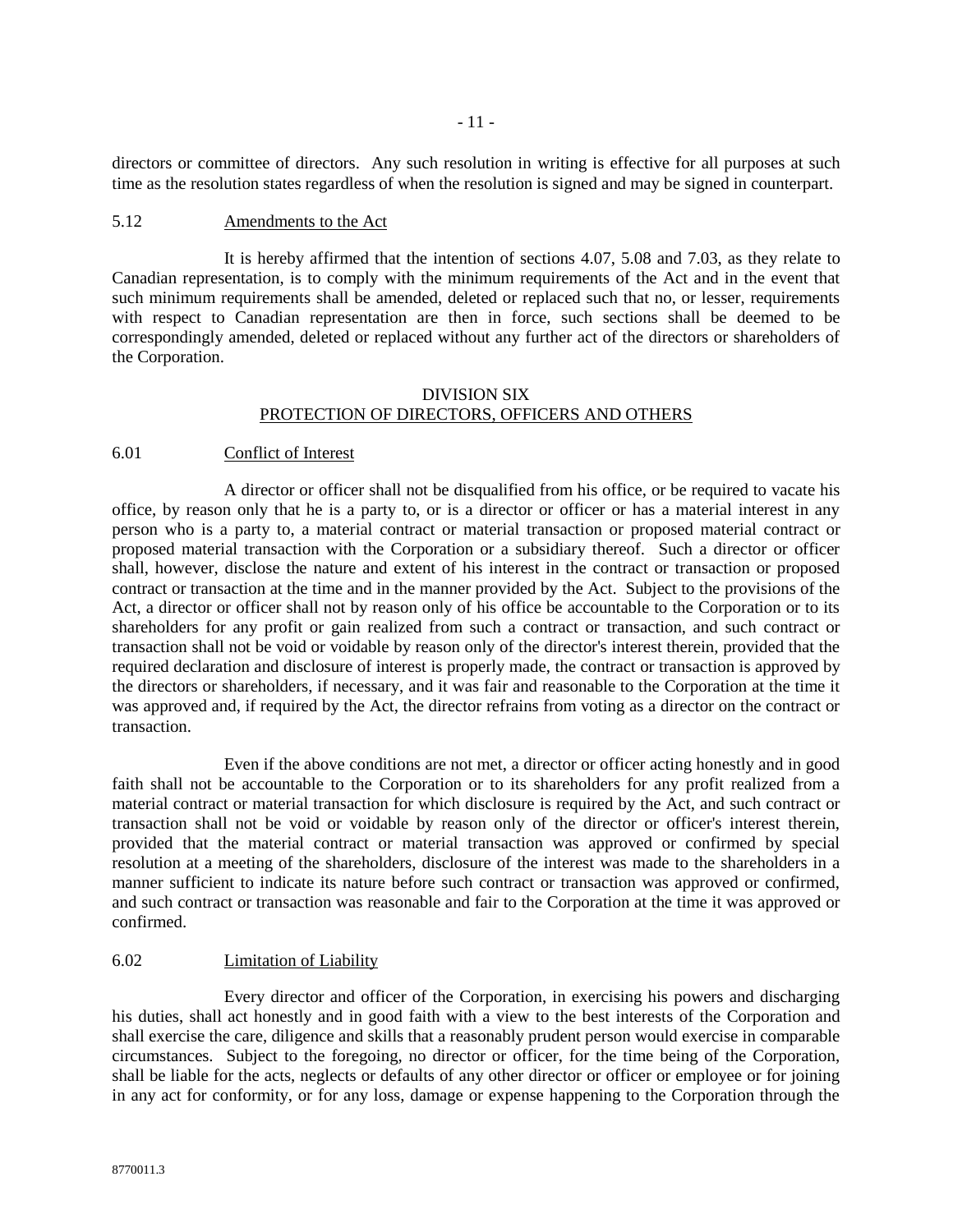directors or committee of directors. Any such resolution in writing is effective for all purposes at such time as the resolution states regardless of when the resolution is signed and may be signed in counterpart.

5.12 Amendments to the Act

It is hereby affirmed that the intention of sections 4.07, 5.08 and 7.03, as they relate to Canadian representation, is to comply with the minimum requirements of the Act and in the event that such minimum requirements shall be amended, deleted or replaced such that no, or lesser, requirements with respect to Canadian representation are then in force, such sections shall be deemed to be correspondingly amended, deleted or replaced without any further act of the directors or shareholders of the Corporation.

## DIVISION SIX
## PROTECTION OF DIRECTORS, OFFICERS AND OTHERS

6.01 Conflict of Interest

A director or officer shall not be disqualified from his office, or be required to vacate his office, by reason only that he is a party to, or is a director or officer or has a material interest in any person who is a party to, a material contract or material transaction or proposed material contract or proposed material transaction with the Corporation or a subsidiary thereof. Such a director or officer shall, however, disclose the nature and extent of his interest in the contract or transaction or proposed contract or transaction at the time and in the manner provided by the Act. Subject to the provisions of the Act, a director or officer shall not by reason only of his office be accountable to the Corporation or to its shareholders for any profit or gain realized from such a contract or transaction, and such contract or transaction shall not be void or voidable by reason only of the director's interest therein, provided that the required declaration and disclosure of interest is properly made, the contract or transaction is approved by the directors or shareholders, if necessary, and it was fair and reasonable to the Corporation at the time it was approved and, if required by the Act, the director refrains from voting as a director on the contract or transaction.

Even if the above conditions are not met, a director or officer acting honestly and in good faith shall not be accountable to the Corporation or to its shareholders for any profit realized from a material contract or material transaction for which disclosure is required by the Act, and such contract or transaction shall not be void or voidable by reason only of the director or officer's interest therein, provided that the material contract or material transaction was approved or confirmed by special resolution at a meeting of the shareholders, disclosure of the interest was made to the shareholders in a manner sufficient to indicate its nature before such contract or transaction was approved or confirmed, and such contract or transaction was reasonable and fair to the Corporation at the time it was approved or confirmed.

6.02 Limitation of Liability

Every director and officer of the Corporation, in exercising his powers and discharging his duties, shall act honestly and in good faith with a view to the best interests of the Corporation and shall exercise the care, diligence and skills that a reasonably prudent person would exercise in comparable circumstances. Subject to the foregoing, no director or officer, for the time being of the Corporation, shall be liable for the acts, neglects or defaults of any other director or officer or employee or for joining in any act for conformity, or for any loss, damage or expense happening to the Corporation through the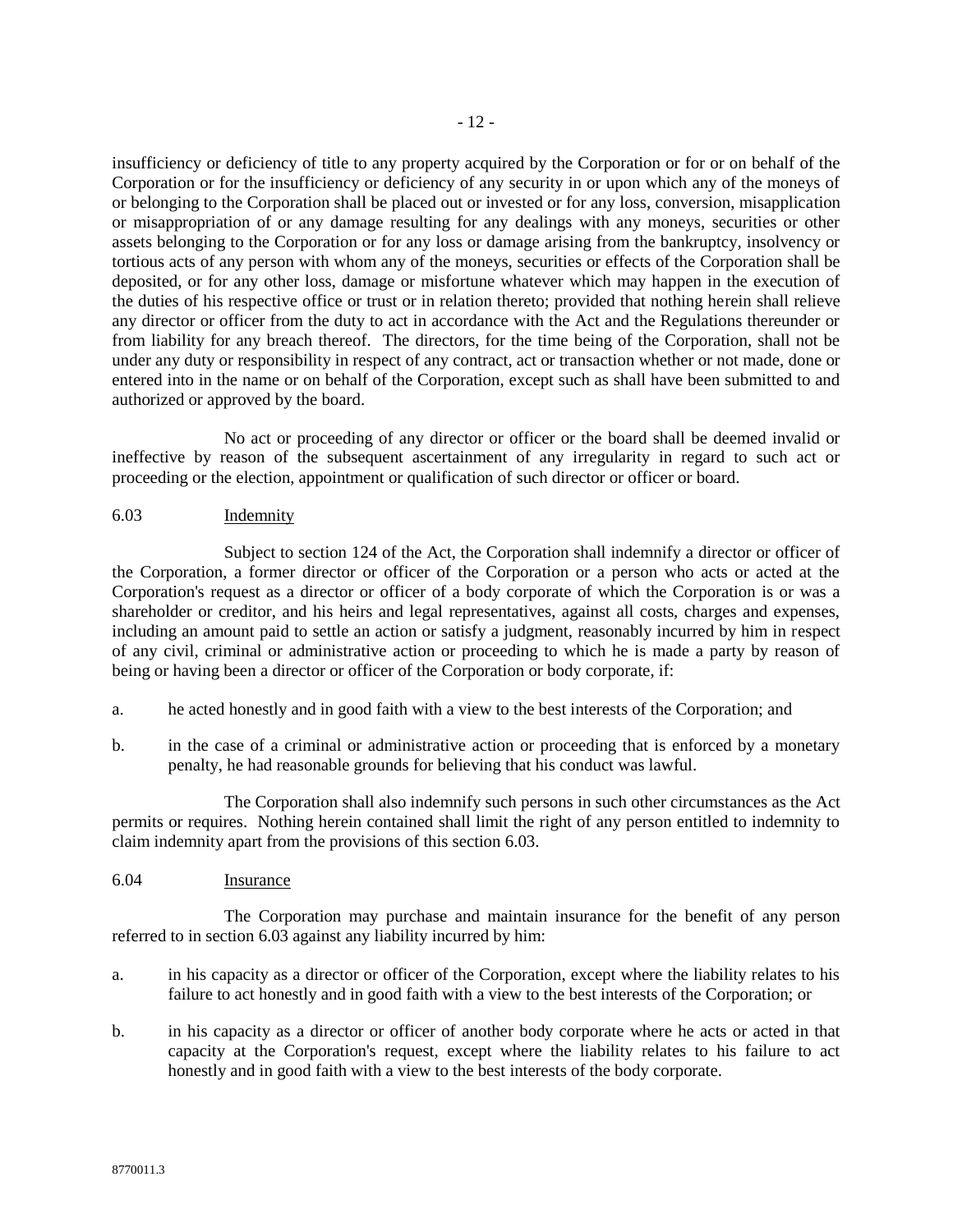insufficiency or deficiency of title to any property acquired by the Corporation or for or on behalf of the Corporation or for the insufficiency or deficiency of any security in or upon which any of the moneys of or belonging to the Corporation shall be placed out or invested or for any loss, conversion, misapplication or misappropriation of or any damage resulting for any dealings with any moneys, securities or other assets belonging to the Corporation or for any loss or damage arising from the bankruptcy, insolvency or tortious acts of any person with whom any of the moneys, securities or effects of the Corporation shall be deposited, or for any other loss, damage or misfortune whatever which may happen in the execution of the duties of his respective office or trust or in relation thereto; provided that nothing herein shall relieve any director or officer from the duty to act in accordance with the Act and the Regulations thereunder or from liability for any breach thereof. The directors, for the time being of the Corporation, shall not be under any duty or responsibility in respect of any contract, act or transaction whether or not made, done or entered into in the name or on behalf of the Corporation, except such as shall have been submitted to and authorized or approved by the board.

No act or proceeding of any director or officer or the board shall be deemed invalid or ineffective by reason of the subsequent ascertainment of any irregularity in regard to such act or proceeding or the election, appointment or qualification of such director or officer or board.

6.03 Indemnity

Subject to section 124 of the Act, the Corporation shall indemnify a director or officer of the Corporation, a former director or officer of the Corporation or a person who acts or acted at the Corporation's request as a director or officer of a body corporate of which the Corporation is or was a shareholder or creditor, and his heirs and legal representatives, against all costs, charges and expenses, including an amount paid to settle an action or satisfy a judgment, reasonably incurred by him in respect of any civil, criminal or administrative action or proceeding to which he is made a party by reason of being or having been a director or officer of the Corporation or body corporate, if:

a. he acted honestly and in good faith with a view to the best interests of the Corporation; and

b. in the case of a criminal or administrative action or proceeding that is enforced by a monetary penalty, he had reasonable grounds for believing that his conduct was lawful.

The Corporation shall also indemnify such persons in such other circumstances as the Act permits or requires. Nothing herein contained shall limit the right of any person entitled to indemnity to claim indemnity apart from the provisions of this section 6.03.

6.04 Insurance

The Corporation may purchase and maintain insurance for the benefit of any person referred to in section 6.03 against any liability incurred by him:

a. in his capacity as a director or officer of the Corporation, except where the liability relates to his failure to act honestly and in good faith with a view to the best interests of the Corporation; or

b. in his capacity as a director or officer of another body corporate where he acts or acted in that capacity at the Corporation's request, except where the liability relates to his failure to act honestly and in good faith with a view to the best interests of the body corporate.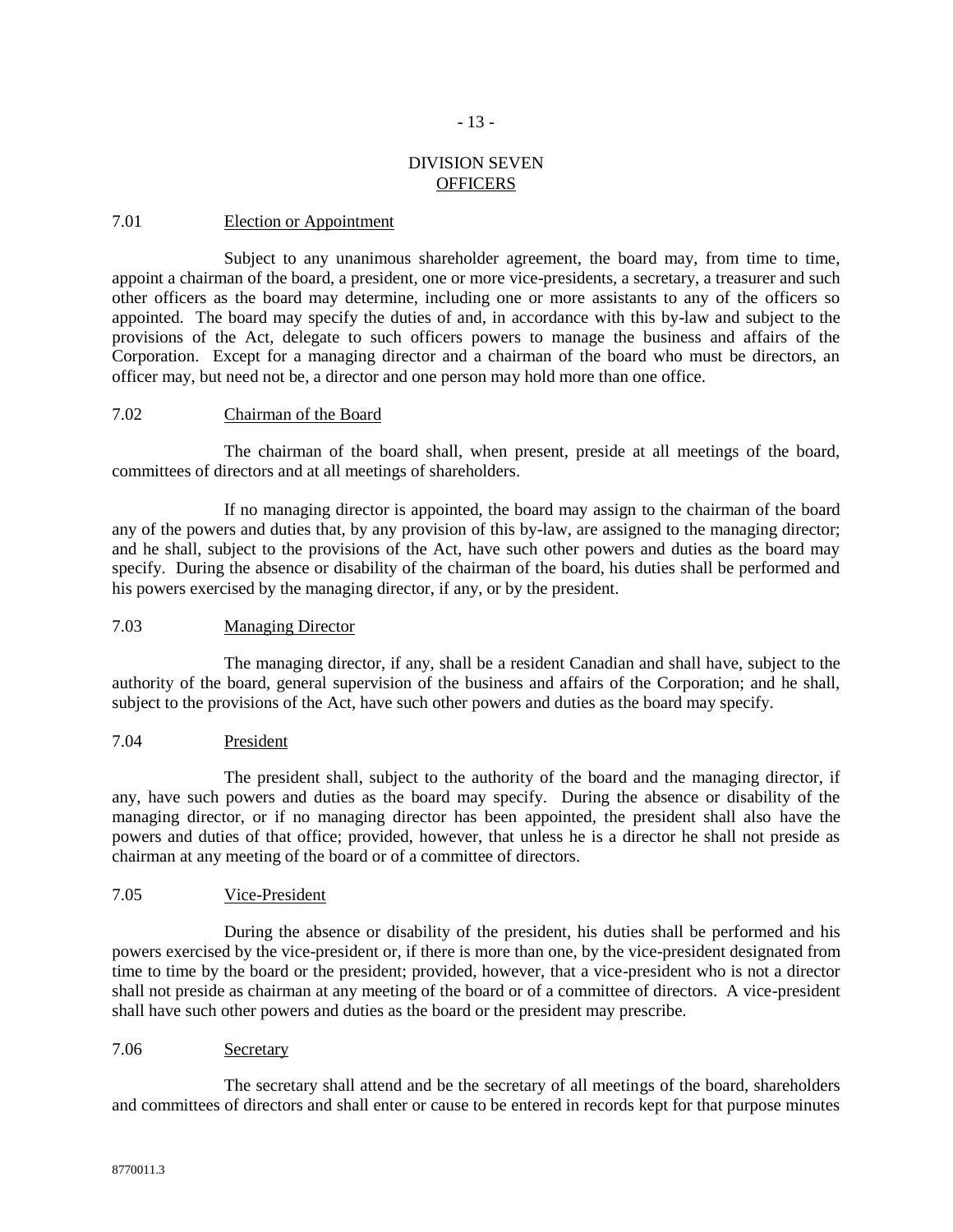# DIVISION SEVEN
## OFFICERS

### 7.01 Election or Appointment

Subject to any unanimous shareholder agreement, the board may, from time to time, appoint a chairman of the board, a president, one or more vice-presidents, a secretary, a treasurer and such other officers as the board may determine, including one or more assistants to any of the officers so appointed. The board may specify the duties of and, in accordance with this by-law and subject to the provisions of the Act, delegate to such officers powers to manage the business and affairs of the Corporation. Except for a managing director and a chairman of the board who must be directors, an officer may, but need not be, a director and one person may hold more than one office.

### 7.02 Chairman of the Board

The chairman of the board shall, when present, preside at all meetings of the board, committees of directors and at all meetings of shareholders.

If no managing director is appointed, the board may assign to the chairman of the board any of the powers and duties that, by any provision of this by-law, are assigned to the managing director; and he shall, subject to the provisions of the Act, have such other powers and duties as the board may specify. During the absence or disability of the chairman of the board, his duties shall be performed and his powers exercised by the managing director, if any, or by the president.

### 7.03 Managing Director

The managing director, if any, shall be a resident Canadian and shall have, subject to the authority of the board, general supervision of the business and affairs of the Corporation; and he shall, subject to the provisions of the Act, have such other powers and duties as the board may specify.

### 7.04 President

The president shall, subject to the authority of the board and the managing director, if any, have such powers and duties as the board may specify. During the absence or disability of the managing director, or if no managing director has been appointed, the president shall also have the powers and duties of that office; provided, however, that unless he is a director he shall not preside as chairman at any meeting of the board or of a committee of directors.

### 7.05 Vice-President

During the absence or disability of the president, his duties shall be performed and his powers exercised by the vice-president or, if there is more than one, by the vice-president designated from time to time by the board or the president; provided, however, that a vice-president who is not a director shall not preside as chairman at any meeting of the board or of a committee of directors. A vice-president shall have such other powers and duties as the board or the president may prescribe.

### 7.06 Secretary

The secretary shall attend and be the secretary of all meetings of the board, shareholders and committees of directors and shall enter or cause to be entered in records kept for that purpose minutes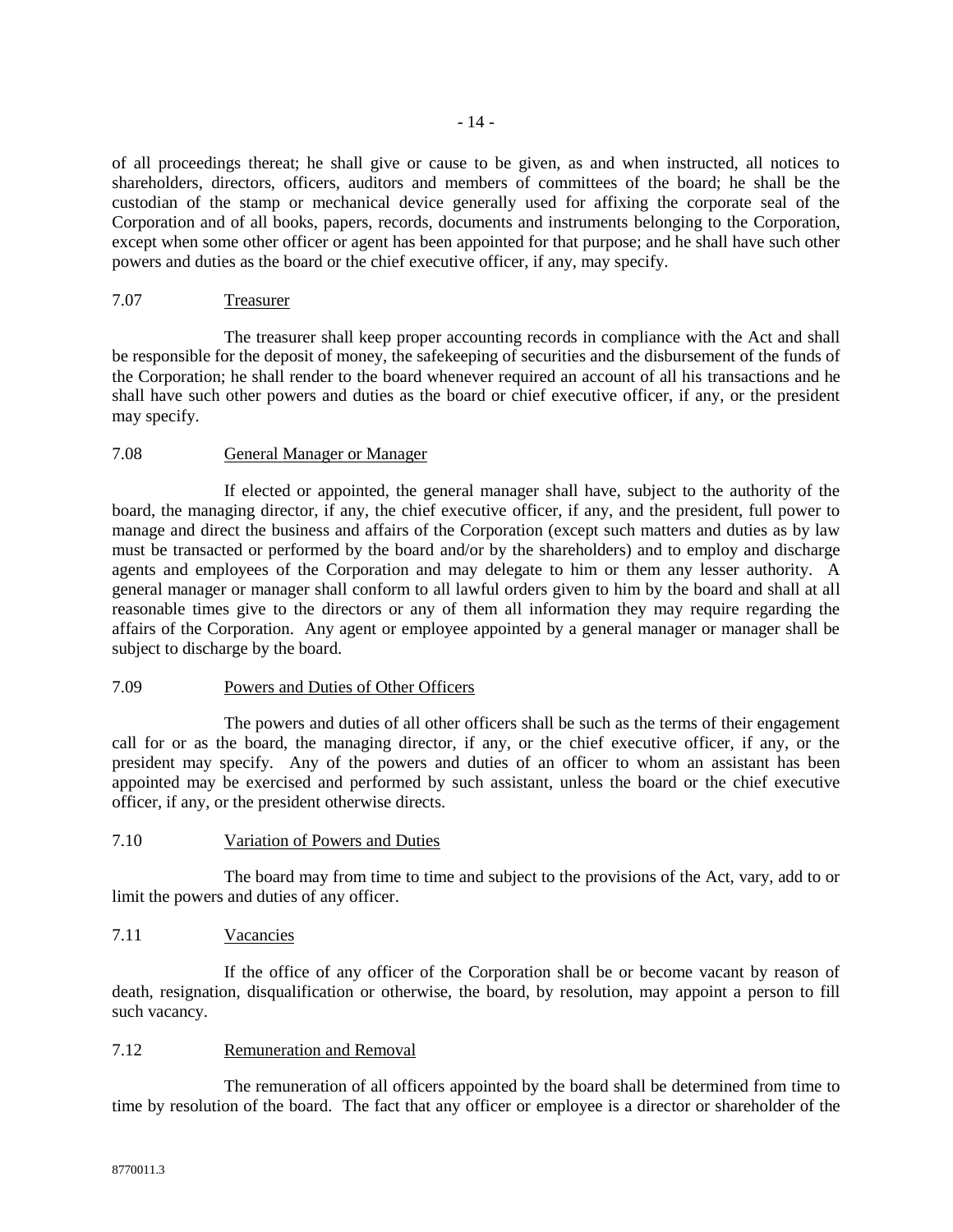of all proceedings thereat; he shall give or cause to be given, as and when instructed, all notices to shareholders, directors, officers, auditors and members of committees of the board; he shall be the custodian of the stamp or mechanical device generally used for affixing the corporate seal of the Corporation and of all books, papers, records, documents and instruments belonging to the Corporation, except when some other officer or agent has been appointed for that purpose; and he shall have such other powers and duties as the board or the chief executive officer, if any, may specify.

7.07 Treasurer

The treasurer shall keep proper accounting records in compliance with the Act and shall be responsible for the deposit of money, the safekeeping of securities and the disbursement of the funds of the Corporation; he shall render to the board whenever required an account of all his transactions and he shall have such other powers and duties as the board or chief executive officer, if any, or the president may specify.

7.08 General Manager or Manager

If elected or appointed, the general manager shall have, subject to the authority of the board, the managing director, if any, the chief executive officer, if any, and the president, full power to manage and direct the business and affairs of the Corporation (except such matters and duties as by law must be transacted or performed by the board and/or by the shareholders) and to employ and discharge agents and employees of the Corporation and may delegate to him or them any lesser authority. A general manager or manager shall conform to all lawful orders given to him by the board and shall at all reasonable times give to the directors or any of them all information they may require regarding the affairs of the Corporation. Any agent or employee appointed by a general manager or manager shall be subject to discharge by the board.

7.09 Powers and Duties of Other Officers

The powers and duties of all other officers shall be such as the terms of their engagement call for or as the board, the managing director, if any, or the chief executive officer, if any, or the president may specify. Any of the powers and duties of an officer to whom an assistant has been appointed may be exercised and performed by such assistant, unless the board or the chief executive officer, if any, or the president otherwise directs.

7.10 Variation of Powers and Duties

The board may from time to time and subject to the provisions of the Act, vary, add to or limit the powers and duties of any officer.

7.11 Vacancies

If the office of any officer of the Corporation shall be or become vacant by reason of death, resignation, disqualification or otherwise, the board, by resolution, may appoint a person to fill such vacancy.

7.12 Remuneration and Removal

The remuneration of all officers appointed by the board shall be determined from time to time by resolution of the board. The fact that any officer or employee is a director or shareholder of the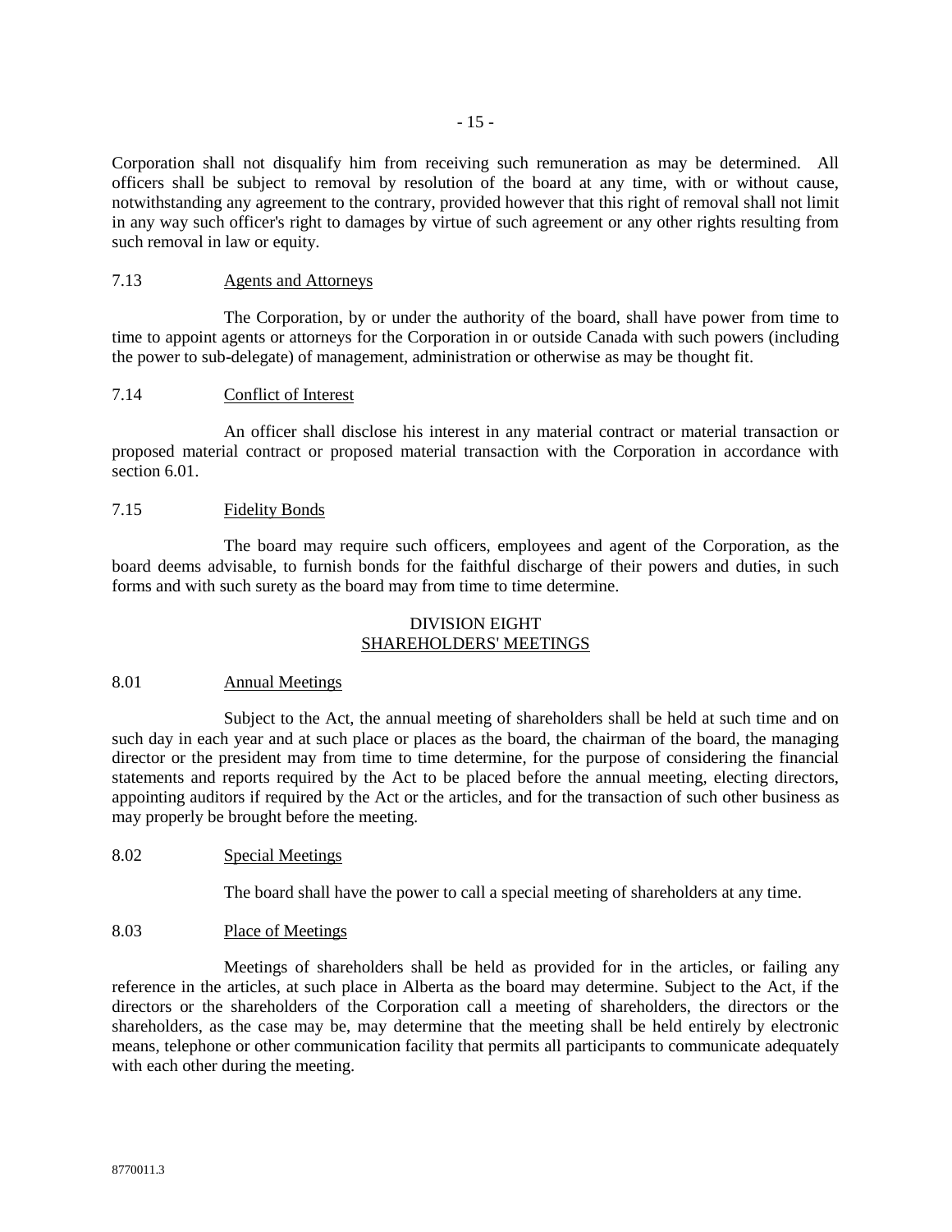Corporation shall not disqualify him from receiving such remuneration as may be determined. All officers shall be subject to removal by resolution of the board at any time, with or without cause, notwithstanding any agreement to the contrary, provided however that this right of removal shall not limit in any way such officer's right to damages by virtue of such agreement or any other rights resulting from such removal in law or equity.

7.13 Agents and Attorneys

The Corporation, by or under the authority of the board, shall have power from time to time to appoint agents or attorneys for the Corporation in or outside Canada with such powers (including the power to sub-delegate) of management, administration or otherwise as may be thought fit.

7.14 Conflict of Interest

An officer shall disclose his interest in any material contract or material transaction or proposed material contract or proposed material transaction with the Corporation in accordance with section 6.01.

7.15 Fidelity Bonds

The board may require such officers, employees and agent of the Corporation, as the board deems advisable, to furnish bonds for the faithful discharge of their powers and duties, in such forms and with such surety as the board may from time to time determine.

## DIVISION EIGHT
## SHAREHOLDERS' MEETINGS

8.01 Annual Meetings

Subject to the Act, the annual meeting of shareholders shall be held at such time and on such day in each year and at such place or places as the board, the chairman of the board, the managing director or the president may from time to time determine, for the purpose of considering the financial statements and reports required by the Act to be placed before the annual meeting, electing directors, appointing auditors if required by the Act or the articles, and for the transaction of such other business as may properly be brought before the meeting.

8.02 Special Meetings

The board shall have the power to call a special meeting of shareholders at any time.

8.03 Place of Meetings

Meetings of shareholders shall be held as provided for in the articles, or failing any reference in the articles, at such place in Alberta as the board may determine. Subject to the Act, if the directors or the shareholders of the Corporation call a meeting of shareholders, the directors or the shareholders, as the case may be, may determine that the meeting shall be held entirely by electronic means, telephone or other communication facility that permits all participants to communicate adequately with each other during the meeting.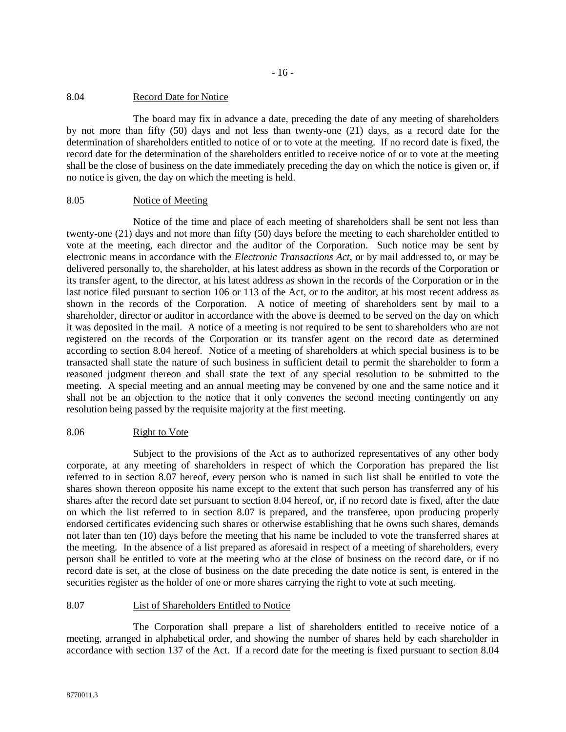### 8.04 Record Date for Notice

The board may fix in advance a date, preceding the date of any meeting of shareholders by not more than fifty (50) days and not less than twenty-one (21) days, as a record date for the determination of shareholders entitled to notice of or to vote at the meeting. If no record date is fixed, the record date for the determination of the shareholders entitled to receive notice of or to vote at the meeting shall be the close of business on the date immediately preceding the day on which the notice is given or, if no notice is given, the day on which the meeting is held.

### 8.05 Notice of Meeting

Notice of the time and place of each meeting of shareholders shall be sent not less than twenty-one (21) days and not more than fifty (50) days before the meeting to each shareholder entitled to vote at the meeting, each director and the auditor of the Corporation. Such notice may be sent by electronic means in accordance with the *Electronic Transactions Act*, or by mail addressed to, or may be delivered personally to, the shareholder, at his latest address as shown in the records of the Corporation or its transfer agent, to the director, at his latest address as shown in the records of the Corporation or in the last notice filed pursuant to section 106 or 113 of the Act, or to the auditor, at his most recent address as shown in the records of the Corporation. A notice of meeting of shareholders sent by mail to a shareholder, director or auditor in accordance with the above is deemed to be served on the day on which it was deposited in the mail. A notice of a meeting is not required to be sent to shareholders who are not registered on the records of the Corporation or its transfer agent on the record date as determined according to section 8.04 hereof. Notice of a meeting of shareholders at which special business is to be transacted shall state the nature of such business in sufficient detail to permit the shareholder to form a reasoned judgment thereon and shall state the text of any special resolution to be submitted to the meeting. A special meeting and an annual meeting may be convened by one and the same notice and it shall not be an objection to the notice that it only convenes the second meeting contingently on any resolution being passed by the requisite majority at the first meeting.

### 8.06 Right to Vote

Subject to the provisions of the Act as to authorized representatives of any other body corporate, at any meeting of shareholders in respect of which the Corporation has prepared the list referred to in section 8.07 hereof, every person who is named in such list shall be entitled to vote the shares shown thereon opposite his name except to the extent that such person has transferred any of his shares after the record date set pursuant to section 8.04 hereof, or, if no record date is fixed, after the date on which the list referred to in section 8.07 is prepared, and the transferee, upon producing properly endorsed certificates evidencing such shares or otherwise establishing that he owns such shares, demands not later than ten (10) days before the meeting that his name be included to vote the transferred shares at the meeting. In the absence of a list prepared as aforesaid in respect of a meeting of shareholders, every person shall be entitled to vote at the meeting who at the close of business on the record date, or if no record date is set, at the close of business on the date preceding the date notice is sent, is entered in the securities register as the holder of one or more shares carrying the right to vote at such meeting.

### 8.07 List of Shareholders Entitled to Notice

The Corporation shall prepare a list of shareholders entitled to receive notice of a meeting, arranged in alphabetical order, and showing the number of shares held by each shareholder in accordance with section 137 of the Act. If a record date for the meeting is fixed pursuant to section 8.04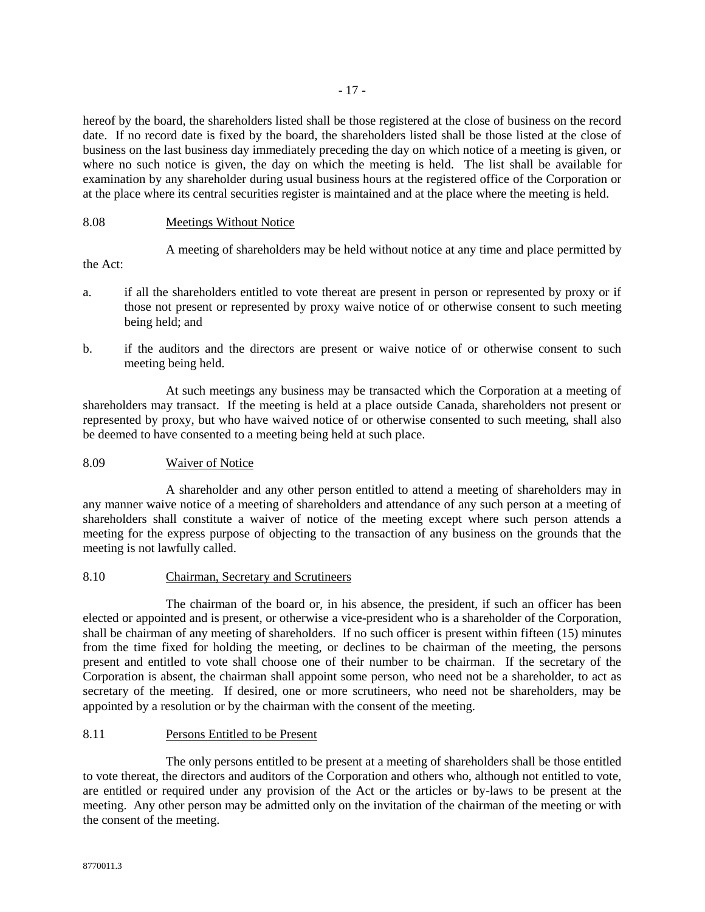hereof by the board, the shareholders listed shall be those registered at the close of business on the record date. If no record date is fixed by the board, the shareholders listed shall be those listed at the close of business on the last business day immediately preceding the day on which notice of a meeting is given, or where no such notice is given, the day on which the meeting is held. The list shall be available for examination by any shareholder during usual business hours at the registered office of the Corporation or at the place where its central securities register is maintained and at the place where the meeting is held.

8.08 Meetings Without Notice

A meeting of shareholders may be held without notice at any time and place permitted by the Act:

a. if all the shareholders entitled to vote thereat are present in person or represented by proxy or if those not present or represented by proxy waive notice of or otherwise consent to such meeting being held; and

b. if the auditors and the directors are present or waive notice of or otherwise consent to such meeting being held.

At such meetings any business may be transacted which the Corporation at a meeting of shareholders may transact. If the meeting is held at a place outside Canada, shareholders not present or represented by proxy, but who have waived notice of or otherwise consented to such meeting, shall also be deemed to have consented to a meeting being held at such place.

8.09 Waiver of Notice

A shareholder and any other person entitled to attend a meeting of shareholders may in any manner waive notice of a meeting of shareholders and attendance of any such person at a meeting of shareholders shall constitute a waiver of notice of the meeting except where such person attends a meeting for the express purpose of objecting to the transaction of any business on the grounds that the meeting is not lawfully called.

8.10 Chairman, Secretary and Scrutineers

The chairman of the board or, in his absence, the president, if such an officer has been elected or appointed and is present, or otherwise a vice-president who is a shareholder of the Corporation, shall be chairman of any meeting of shareholders. If no such officer is present within fifteen (15) minutes from the time fixed for holding the meeting, or declines to be chairman of the meeting, the persons present and entitled to vote shall choose one of their number to be chairman. If the secretary of the Corporation is absent, the chairman shall appoint some person, who need not be a shareholder, to act as secretary of the meeting. If desired, one or more scrutineers, who need not be shareholders, may be appointed by a resolution or by the chairman with the consent of the meeting.

8.11 Persons Entitled to be Present

The only persons entitled to be present at a meeting of shareholders shall be those entitled to vote thereat, the directors and auditors of the Corporation and others who, although not entitled to vote, are entitled or required under any provision of the Act or the articles or by-laws to be present at the meeting. Any other person may be admitted only on the invitation of the chairman of the meeting or with the consent of the meeting.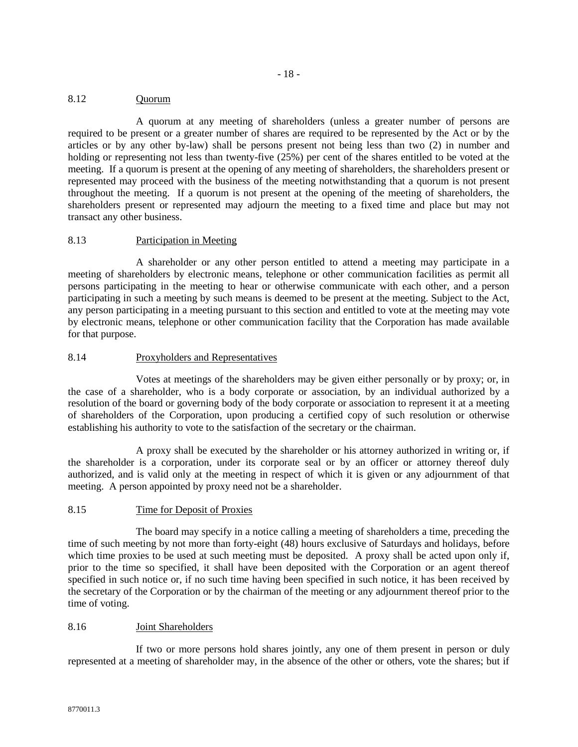### 8.12 Quorum

A quorum at any meeting of shareholders (unless a greater number of persons are required to be present or a greater number of shares are required to be represented by the Act or by the articles or by any other by-law) shall be persons present not being less than two (2) in number and holding or representing not less than twenty-five (25%) per cent of the shares entitled to be voted at the meeting. If a quorum is present at the opening of any meeting of shareholders, the shareholders present or represented may proceed with the business of the meeting notwithstanding that a quorum is not present throughout the meeting. If a quorum is not present at the opening of the meeting of shareholders, the shareholders present or represented may adjourn the meeting to a fixed time and place but may not transact any other business.

### 8.13 Participation in Meeting

A shareholder or any other person entitled to attend a meeting may participate in a meeting of shareholders by electronic means, telephone or other communication facilities as permit all persons participating in the meeting to hear or otherwise communicate with each other, and a person participating in such a meeting by such means is deemed to be present at the meeting. Subject to the Act, any person participating in a meeting pursuant to this section and entitled to vote at the meeting may vote by electronic means, telephone or other communication facility that the Corporation has made available for that purpose.

### 8.14 Proxyholders and Representatives

Votes at meetings of the shareholders may be given either personally or by proxy; or, in the case of a shareholder, who is a body corporate or association, by an individual authorized by a resolution of the board or governing body of the body corporate or association to represent it at a meeting of shareholders of the Corporation, upon producing a certified copy of such resolution or otherwise establishing his authority to vote to the satisfaction of the secretary or the chairman.

A proxy shall be executed by the shareholder or his attorney authorized in writing or, if the shareholder is a corporation, under its corporate seal or by an officer or attorney thereof duly authorized, and is valid only at the meeting in respect of which it is given or any adjournment of that meeting. A person appointed by proxy need not be a shareholder.

### 8.15 Time for Deposit of Proxies

The board may specify in a notice calling a meeting of shareholders a time, preceding the time of such meeting by not more than forty-eight (48) hours exclusive of Saturdays and holidays, before which time proxies to be used at such meeting must be deposited. A proxy shall be acted upon only if, prior to the time so specified, it shall have been deposited with the Corporation or an agent thereof specified in such notice or, if no such time having been specified in such notice, it has been received by the secretary of the Corporation or by the chairman of the meeting or any adjournment thereof prior to the time of voting.

### 8.16 Joint Shareholders

If two or more persons hold shares jointly, any one of them present in person or duly represented at a meeting of shareholder may, in the absence of the other or others, vote the shares; but if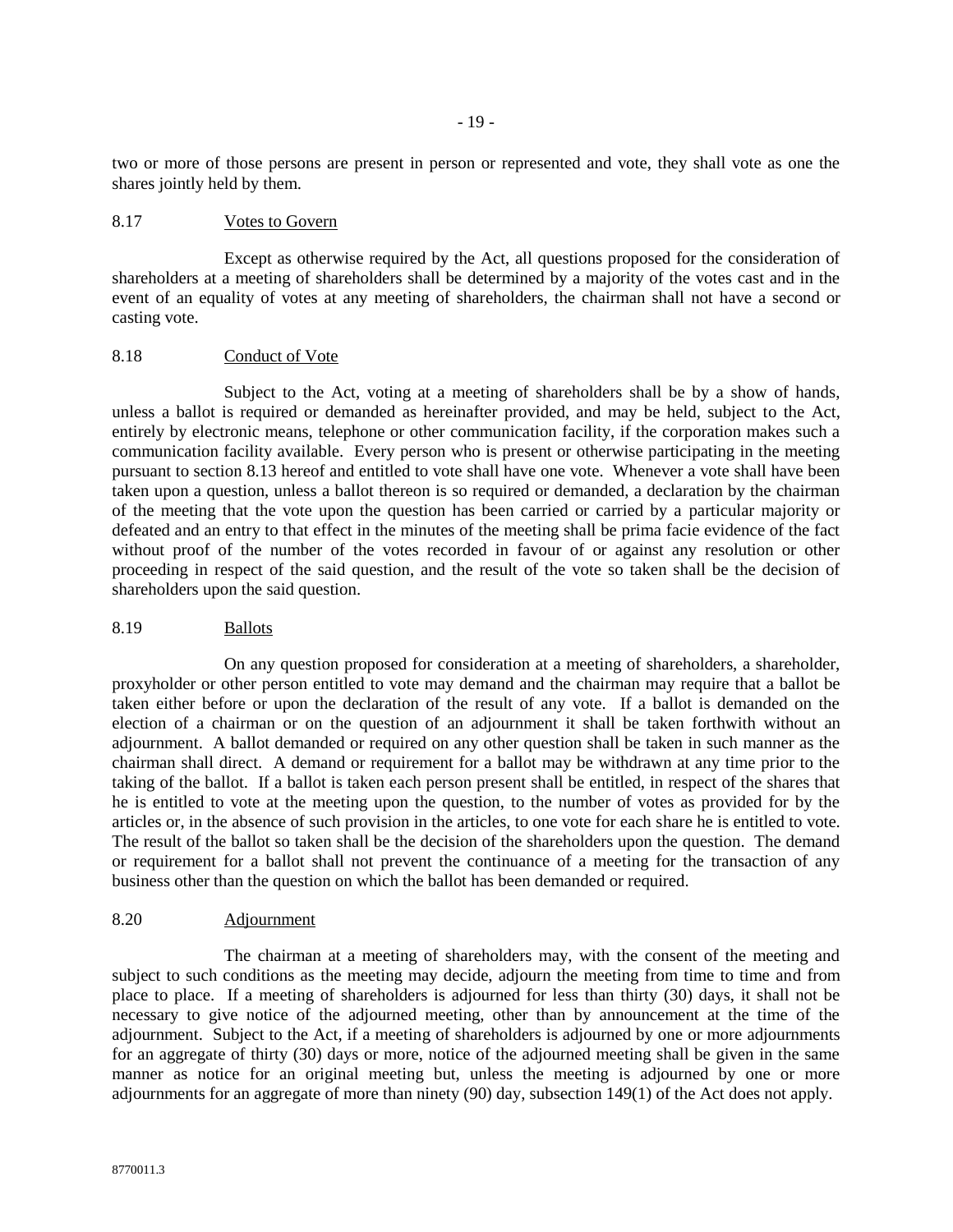two or more of those persons are present in person or represented and vote, they shall vote as one the shares jointly held by them.

### 8.17 Votes to Govern

Except as otherwise required by the Act, all questions proposed for the consideration of shareholders at a meeting of shareholders shall be determined by a majority of the votes cast and in the event of an equality of votes at any meeting of shareholders, the chairman shall not have a second or casting vote.

### 8.18 Conduct of Vote

Subject to the Act, voting at a meeting of shareholders shall be by a show of hands, unless a ballot is required or demanded as hereinafter provided, and may be held, subject to the Act, entirely by electronic means, telephone or other communication facility, if the corporation makes such a communication facility available. Every person who is present or otherwise participating in the meeting pursuant to section 8.13 hereof and entitled to vote shall have one vote. Whenever a vote shall have been taken upon a question, unless a ballot thereon is so required or demanded, a declaration by the chairman of the meeting that the vote upon the question has been carried or carried by a particular majority or defeated and an entry to that effect in the minutes of the meeting shall be prima facie evidence of the fact without proof of the number of the votes recorded in favour of or against any resolution or other proceeding in respect of the said question, and the result of the vote so taken shall be the decision of shareholders upon the said question.

### 8.19 Ballots

On any question proposed for consideration at a meeting of shareholders, a shareholder, proxyholder or other person entitled to vote may demand and the chairman may require that a ballot be taken either before or upon the declaration of the result of any vote. If a ballot is demanded on the election of a chairman or on the question of an adjournment it shall be taken forthwith without an adjournment. A ballot demanded or required on any other question shall be taken in such manner as the chairman shall direct. A demand or requirement for a ballot may be withdrawn at any time prior to the taking of the ballot. If a ballot is taken each person present shall be entitled, in respect of the shares that he is entitled to vote at the meeting upon the question, to the number of votes as provided for by the articles or, in the absence of such provision in the articles, to one vote for each share he is entitled to vote. The result of the ballot so taken shall be the decision of the shareholders upon the question. The demand or requirement for a ballot shall not prevent the continuance of a meeting for the transaction of any business other than the question on which the ballot has been demanded or required.

### 8.20 Adjournment

The chairman at a meeting of shareholders may, with the consent of the meeting and subject to such conditions as the meeting may decide, adjourn the meeting from time to time and from place to place. If a meeting of shareholders is adjourned for less than thirty (30) days, it shall not be necessary to give notice of the adjourned meeting, other than by announcement at the time of the adjournment. Subject to the Act, if a meeting of shareholders is adjourned by one or more adjournments for an aggregate of thirty (30) days or more, notice of the adjourned meeting shall be given in the same manner as notice for an original meeting but, unless the meeting is adjourned by one or more adjournments for an aggregate of more than ninety (90) day, subsection 149(1) of the Act does not apply.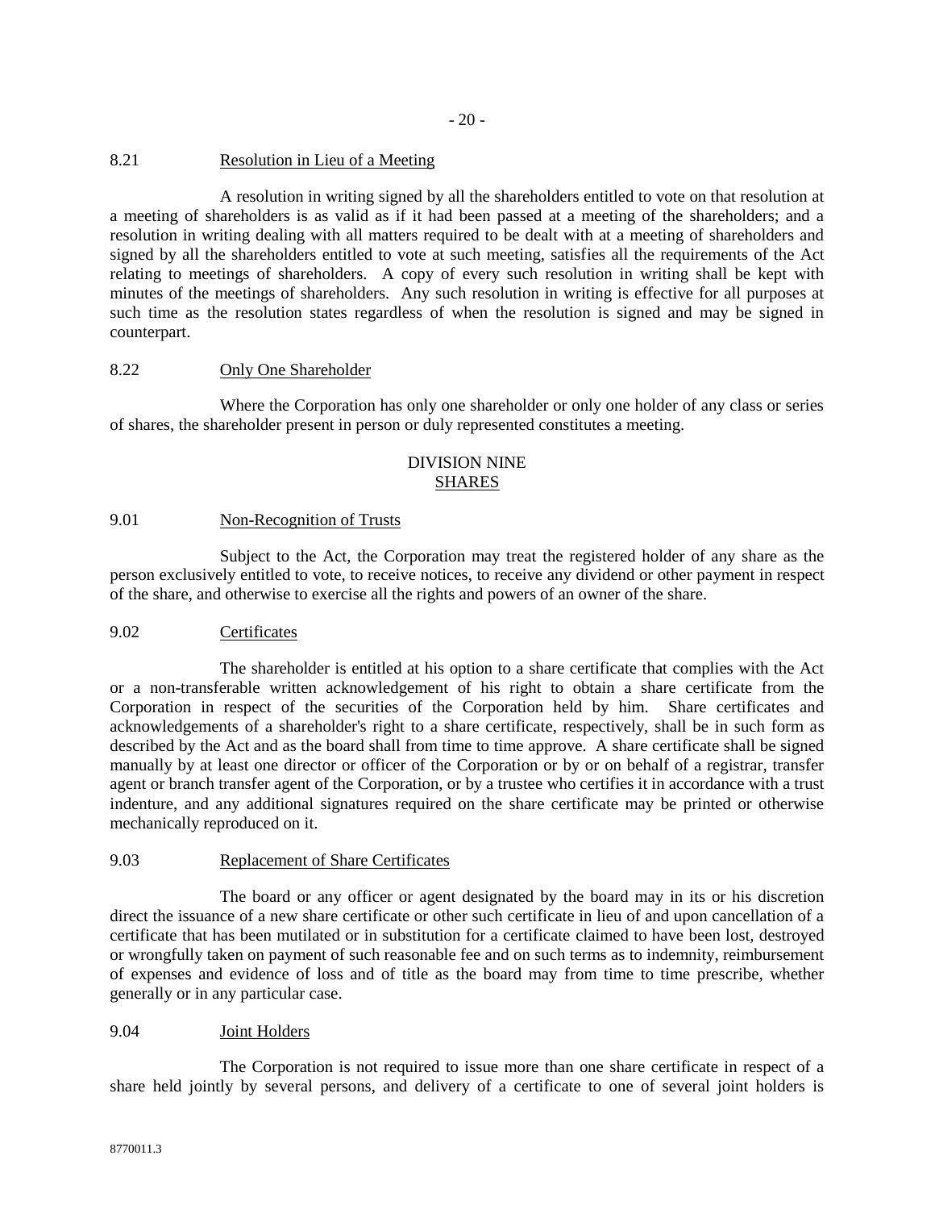### 8.21 Resolution in Lieu of a Meeting

A resolution in writing signed by all the shareholders entitled to vote on that resolution at a meeting of shareholders is as valid as if it had been passed at a meeting of the shareholders; and a resolution in writing dealing with all matters required to be dealt with at a meeting of shareholders and signed by all the shareholders entitled to vote at such meeting, satisfies all the requirements of the Act relating to meetings of shareholders. A copy of every such resolution in writing shall be kept with minutes of the meetings of shareholders. Any such resolution in writing is effective for all purposes at such time as the resolution states regardless of when the resolution is signed and may be signed in counterpart.

### 8.22 Only One Shareholder

Where the Corporation has only one shareholder or only one holder of any class or series of shares, the shareholder present in person or duly represented constitutes a meeting.

## DIVISION NINE
## SHARES

### 9.01 Non-Recognition of Trusts

Subject to the Act, the Corporation may treat the registered holder of any share as the person exclusively entitled to vote, to receive notices, to receive any dividend or other payment in respect of the share, and otherwise to exercise all the rights and powers of an owner of the share.

### 9.02 Certificates

The shareholder is entitled at his option to a share certificate that complies with the Act or a non-transferable written acknowledgement of his right to obtain a share certificate from the Corporation in respect of the securities of the Corporation held by him. Share certificates and acknowledgements of a shareholder's right to a share certificate, respectively, shall be in such form as described by the Act and as the board shall from time to time approve. A share certificate shall be signed manually by at least one director or officer of the Corporation or by or on behalf of a registrar, transfer agent or branch transfer agent of the Corporation, or by a trustee who certifies it in accordance with a trust indenture, and any additional signatures required on the share certificate may be printed or otherwise mechanically reproduced on it.

### 9.03 Replacement of Share Certificates

The board or any officer or agent designated by the board may in its or his discretion direct the issuance of a new share certificate or other such certificate in lieu of and upon cancellation of a certificate that has been mutilated or in substitution for a certificate claimed to have been lost, destroyed or wrongfully taken on payment of such reasonable fee and on such terms as to indemnity, reimbursement of expenses and evidence of loss and of title as the board may from time to time prescribe, whether generally or in any particular case.

### 9.04 Joint Holders

The Corporation is not required to issue more than one share certificate in respect of a share held jointly by several persons, and delivery of a certificate to one of several joint holders is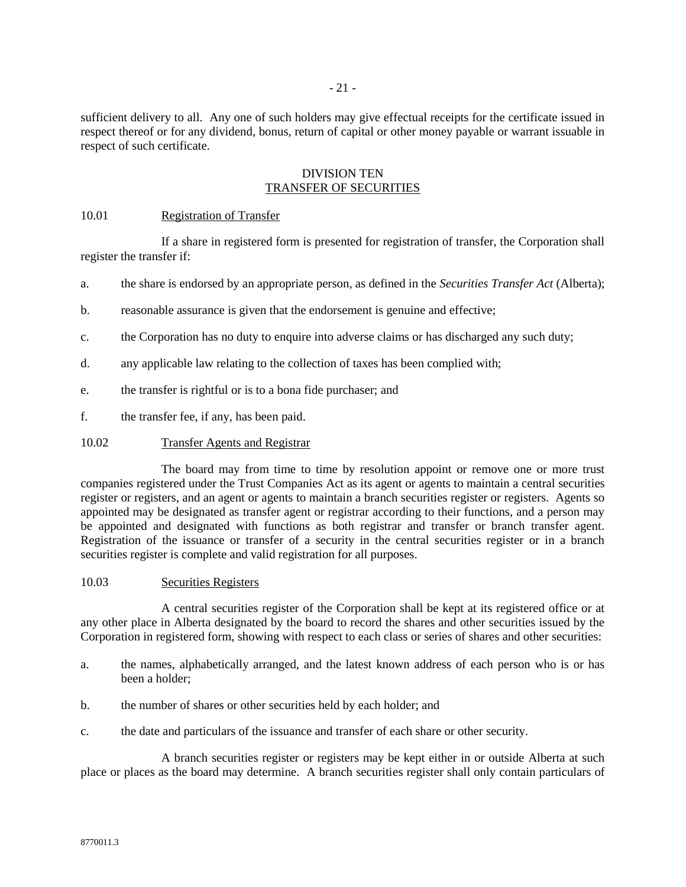sufficient delivery to all. Any one of such holders may give effectual receipts for the certificate issued in respect thereof or for any dividend, bonus, return of capital or other money payable or warrant issuable in respect of such certificate.

## DIVISION TEN
## TRANSFER OF SECURITIES

### 10.01 Registration of Transfer

If a share in registered form is presented for registration of transfer, the Corporation shall register the transfer if:

a. the share is endorsed by an appropriate person, as defined in the *Securities Transfer Act* (Alberta);

b. reasonable assurance is given that the endorsement is genuine and effective;

c. the Corporation has no duty to enquire into adverse claims or has discharged any such duty;

d. any applicable law relating to the collection of taxes has been complied with;

e. the transfer is rightful or is to a bona fide purchaser; and

f. the transfer fee, if any, has been paid.

### 10.02 Transfer Agents and Registrar

The board may from time to time by resolution appoint or remove one or more trust companies registered under the Trust Companies Act as its agent or agents to maintain a central securities register or registers, and an agent or agents to maintain a branch securities register or registers. Agents so appointed may be designated as transfer agent or registrar according to their functions, and a person may be appointed and designated with functions as both registrar and transfer or branch transfer agent. Registration of the issuance or transfer of a security in the central securities register or in a branch securities register is complete and valid registration for all purposes.

### 10.03 Securities Registers

A central securities register of the Corporation shall be kept at its registered office or at any other place in Alberta designated by the board to record the shares and other securities issued by the Corporation in registered form, showing with respect to each class or series of shares and other securities:

a. the names, alphabetically arranged, and the latest known address of each person who is or has been a holder;

b. the number of shares or other securities held by each holder; and

c. the date and particulars of the issuance and transfer of each share or other security.

A branch securities register or registers may be kept either in or outside Alberta at such place or places as the board may determine. A branch securities register shall only contain particulars of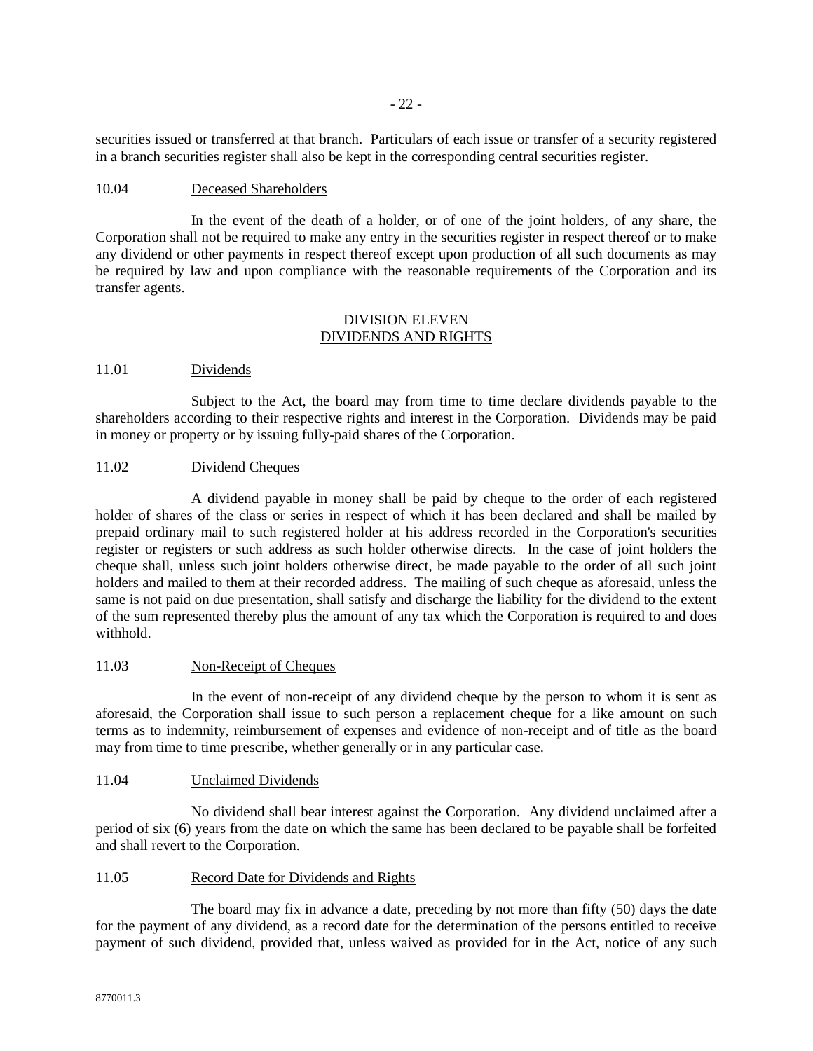securities issued or transferred at that branch. Particulars of each issue or transfer of a security registered in a branch securities register shall also be kept in the corresponding central securities register.

10.04 Deceased Shareholders

In the event of the death of a holder, or of one of the joint holders, of any share, the Corporation shall not be required to make any entry in the securities register in respect thereof or to make any dividend or other payments in respect thereof except upon production of all such documents as may be required by law and upon compliance with the reasonable requirements of the Corporation and its transfer agents.

## DIVISION ELEVEN
## DIVIDENDS AND RIGHTS

11.01 Dividends

Subject to the Act, the board may from time to time declare dividends payable to the shareholders according to their respective rights and interest in the Corporation. Dividends may be paid in money or property or by issuing fully-paid shares of the Corporation.

11.02 Dividend Cheques

A dividend payable in money shall be paid by cheque to the order of each registered holder of shares of the class or series in respect of which it has been declared and shall be mailed by prepaid ordinary mail to such registered holder at his address recorded in the Corporation's securities register or registers or such address as such holder otherwise directs. In the case of joint holders the cheque shall, unless such joint holders otherwise direct, be made payable to the order of all such joint holders and mailed to them at their recorded address. The mailing of such cheque as aforesaid, unless the same is not paid on due presentation, shall satisfy and discharge the liability for the dividend to the extent of the sum represented thereby plus the amount of any tax which the Corporation is required to and does withhold.

11.03 Non-Receipt of Cheques

In the event of non-receipt of any dividend cheque by the person to whom it is sent as aforesaid, the Corporation shall issue to such person a replacement cheque for a like amount on such terms as to indemnity, reimbursement of expenses and evidence of non-receipt and of title as the board may from time to time prescribe, whether generally or in any particular case.

11.04 Unclaimed Dividends

No dividend shall bear interest against the Corporation. Any dividend unclaimed after a period of six (6) years from the date on which the same has been declared to be payable shall be forfeited and shall revert to the Corporation.

11.05 Record Date for Dividends and Rights

The board may fix in advance a date, preceding by not more than fifty (50) days the date for the payment of any dividend, as a record date for the determination of the persons entitled to receive payment of such dividend, provided that, unless waived as provided for in the Act, notice of any such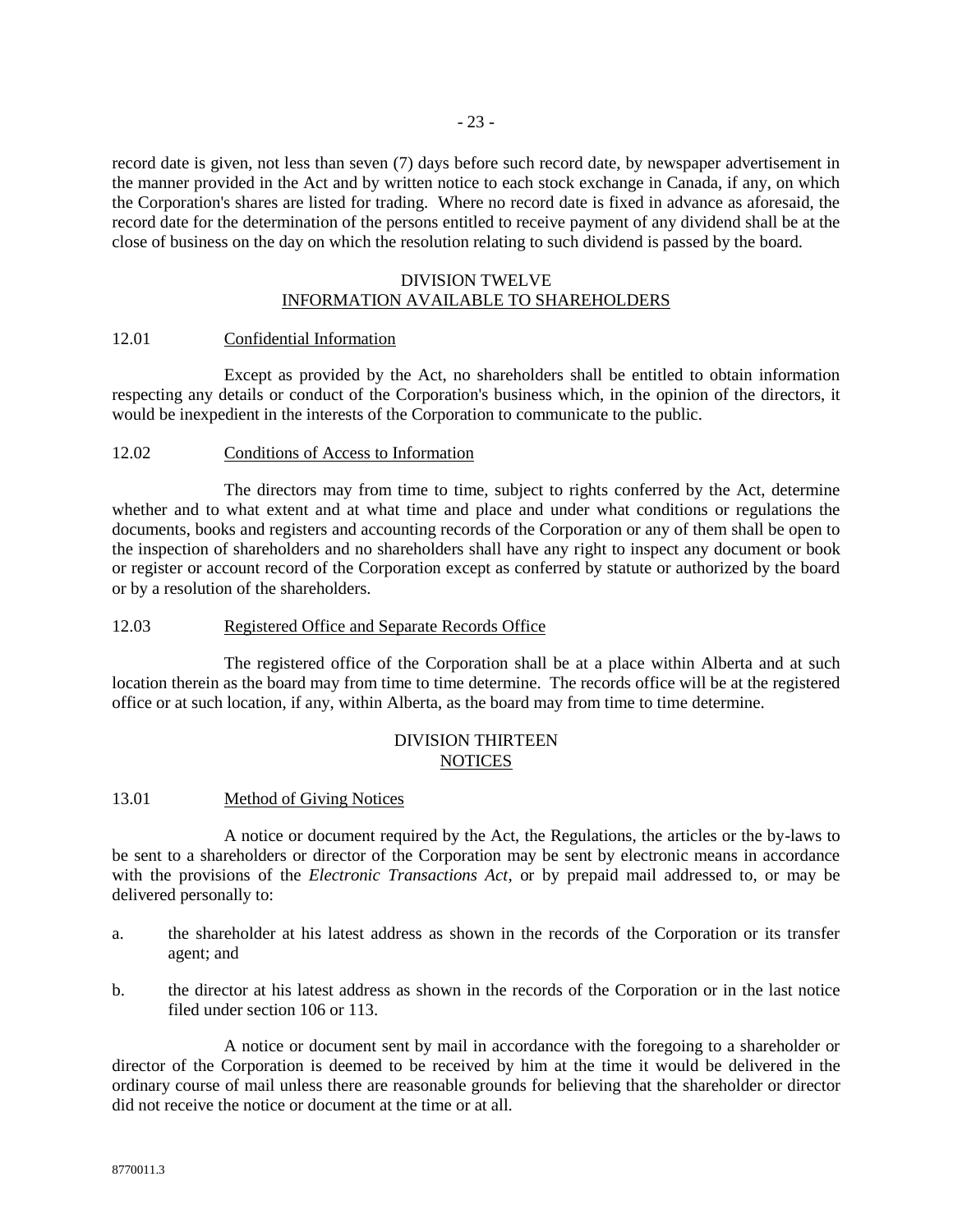record date is given, not less than seven (7) days before such record date, by newspaper advertisement in the manner provided in the Act and by written notice to each stock exchange in Canada, if any, on which the Corporation's shares are listed for trading. Where no record date is fixed in advance as aforesaid, the record date for the determination of the persons entitled to receive payment of any dividend shall be at the close of business on the day on which the resolution relating to such dividend is passed by the board.

## DIVISION TWELVE
## INFORMATION AVAILABLE TO SHAREHOLDERS

### 12.01 Confidential Information

Except as provided by the Act, no shareholders shall be entitled to obtain information respecting any details or conduct of the Corporation's business which, in the opinion of the directors, it would be inexpedient in the interests of the Corporation to communicate to the public.

### 12.02 Conditions of Access to Information

The directors may from time to time, subject to rights conferred by the Act, determine whether and to what extent and at what time and place and under what conditions or regulations the documents, books and registers and accounting records of the Corporation or any of them shall be open to the inspection of shareholders and no shareholders shall have any right to inspect any document or book or register or account record of the Corporation except as conferred by statute or authorized by the board or by a resolution of the shareholders.

### 12.03 Registered Office and Separate Records Office

The registered office of the Corporation shall be at a place within Alberta and at such location therein as the board may from time to time determine. The records office will be at the registered office or at such location, if any, within Alberta, as the board may from time to time determine.

## DIVISION THIRTEEN
## NOTICES

### 13.01 Method of Giving Notices

A notice or document required by the Act, the Regulations, the articles or the by-laws to be sent to a shareholders or director of the Corporation may be sent by electronic means in accordance with the provisions of the *Electronic Transactions Act*, or by prepaid mail addressed to, or may be delivered personally to:

a. the shareholder at his latest address as shown in the records of the Corporation or its transfer agent; and

b. the director at his latest address as shown in the records of the Corporation or in the last notice filed under section 106 or 113.

A notice or document sent by mail in accordance with the foregoing to a shareholder or director of the Corporation is deemed to be received by him at the time it would be delivered in the ordinary course of mail unless there are reasonable grounds for believing that the shareholder or director did not receive the notice or document at the time or at all.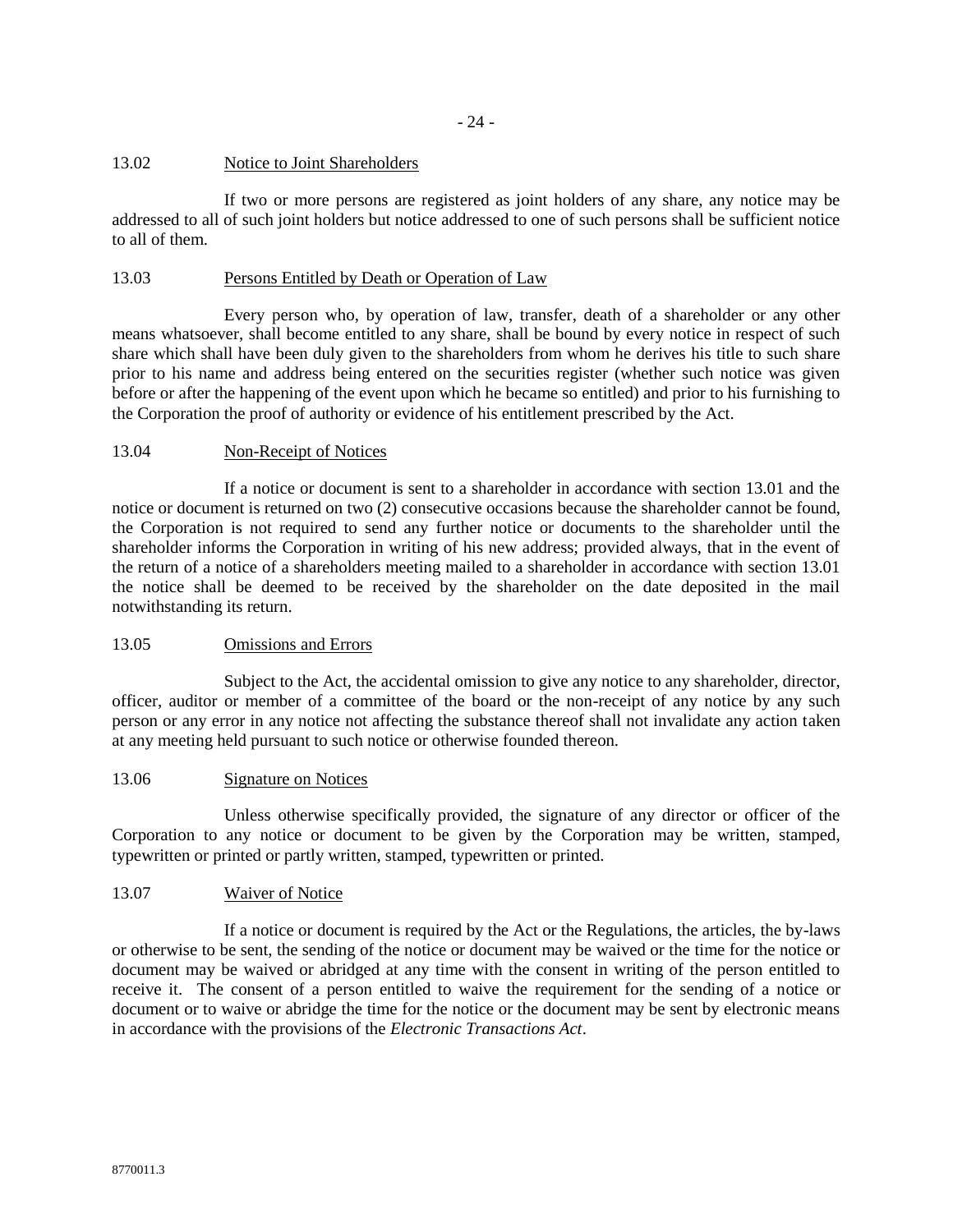### 13.02 Notice to Joint Shareholders

If two or more persons are registered as joint holders of any share, any notice may be addressed to all of such joint holders but notice addressed to one of such persons shall be sufficient notice to all of them.

### 13.03 Persons Entitled by Death or Operation of Law

Every person who, by operation of law, transfer, death of a shareholder or any other means whatsoever, shall become entitled to any share, shall be bound by every notice in respect of such share which shall have been duly given to the shareholders from whom he derives his title to such share prior to his name and address being entered on the securities register (whether such notice was given before or after the happening of the event upon which he became so entitled) and prior to his furnishing to the Corporation the proof of authority or evidence of his entitlement prescribed by the Act.

### 13.04 Non-Receipt of Notices

If a notice or document is sent to a shareholder in accordance with section 13.01 and the notice or document is returned on two (2) consecutive occasions because the shareholder cannot be found, the Corporation is not required to send any further notice or documents to the shareholder until the shareholder informs the Corporation in writing of his new address; provided always, that in the event of the return of a notice of a shareholders meeting mailed to a shareholder in accordance with section 13.01 the notice shall be deemed to be received by the shareholder on the date deposited in the mail notwithstanding its return.

### 13.05 Omissions and Errors

Subject to the Act, the accidental omission to give any notice to any shareholder, director, officer, auditor or member of a committee of the board or the non-receipt of any notice by any such person or any error in any notice not affecting the substance thereof shall not invalidate any action taken at any meeting held pursuant to such notice or otherwise founded thereon.

### 13.06 Signature on Notices

Unless otherwise specifically provided, the signature of any director or officer of the Corporation to any notice or document to be given by the Corporation may be written, stamped, typewritten or printed or partly written, stamped, typewritten or printed.

### 13.07 Waiver of Notice

If a notice or document is required by the Act or the Regulations, the articles, the by-laws or otherwise to be sent, the sending of the notice or document may be waived or the time for the notice or document may be waived or abridged at any time with the consent in writing of the person entitled to receive it. The consent of a person entitled to waive the requirement for the sending of a notice or document or to waive or abridge the time for the notice or the document may be sent by electronic means in accordance with the provisions of the *Electronic Transactions Act*.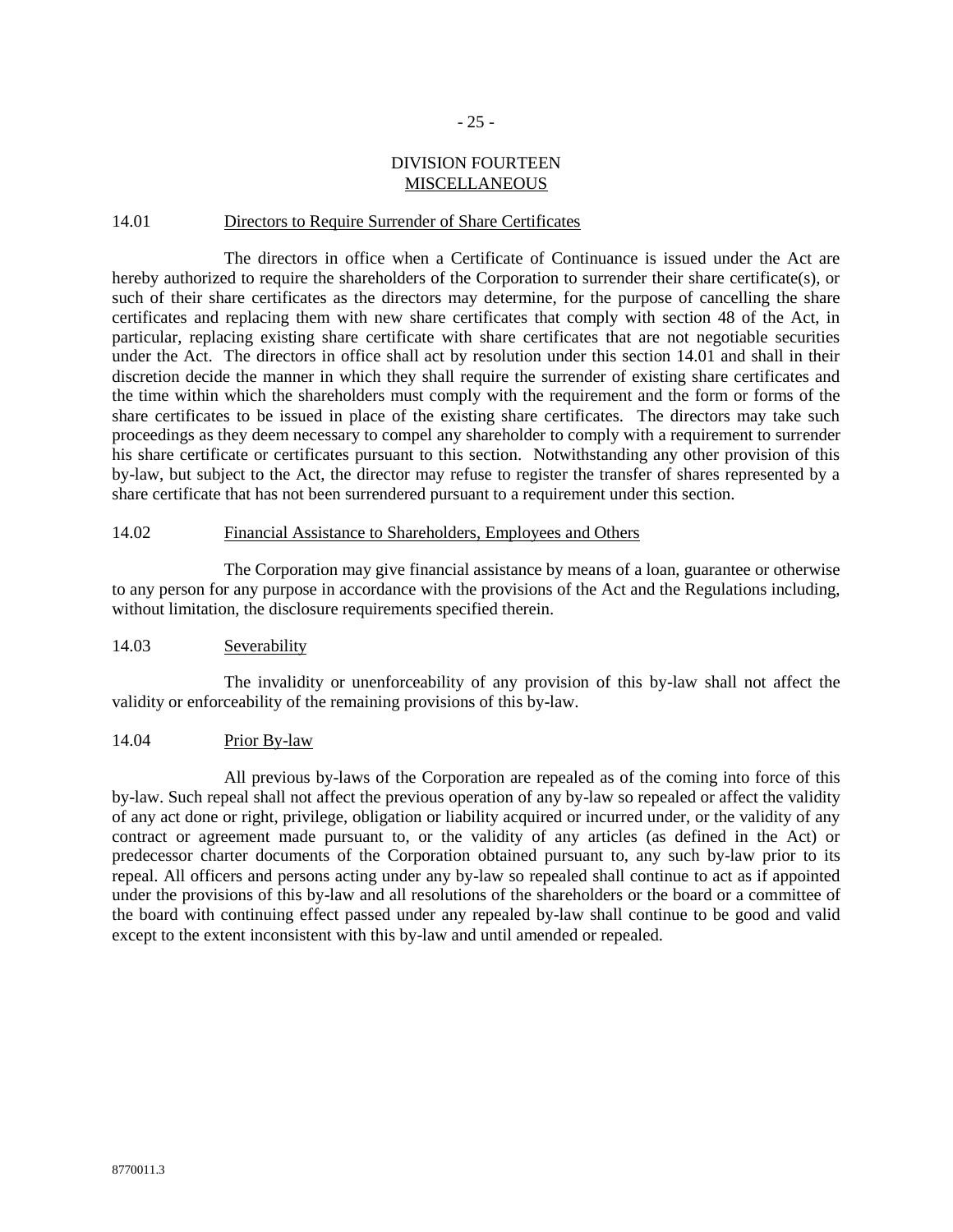# DIVISION FOURTEEN
## MISCELLANEOUS

### 14.01 Directors to Require Surrender of Share Certificates

The directors in office when a Certificate of Continuance is issued under the Act are hereby authorized to require the shareholders of the Corporation to surrender their share certificate(s), or such of their share certificates as the directors may determine, for the purpose of cancelling the share certificates and replacing them with new share certificates that comply with section 48 of the Act, in particular, replacing existing share certificate with share certificates that are not negotiable securities under the Act. The directors in office shall act by resolution under this section 14.01 and shall in their discretion decide the manner in which they shall require the surrender of existing share certificates and the time within which the shareholders must comply with the requirement and the form or forms of the share certificates to be issued in place of the existing share certificates. The directors may take such proceedings as they deem necessary to compel any shareholder to comply with a requirement to surrender his share certificate or certificates pursuant to this section. Notwithstanding any other provision of this by-law, but subject to the Act, the director may refuse to register the transfer of shares represented by a share certificate that has not been surrendered pursuant to a requirement under this section.

### 14.02 Financial Assistance to Shareholders, Employees and Others

The Corporation may give financial assistance by means of a loan, guarantee or otherwise to any person for any purpose in accordance with the provisions of the Act and the Regulations including, without limitation, the disclosure requirements specified therein.

### 14.03 Severability

The invalidity or unenforceability of any provision of this by-law shall not affect the validity or enforceability of the remaining provisions of this by-law.

### 14.04 Prior By-law

All previous by-laws of the Corporation are repealed as of the coming into force of this by-law. Such repeal shall not affect the previous operation of any by-law so repealed or affect the validity of any act done or right, privilege, obligation or liability acquired or incurred under, or the validity of any contract or agreement made pursuant to, or the validity of any articles (as defined in the Act) or predecessor charter documents of the Corporation obtained pursuant to, any such by-law prior to its repeal. All officers and persons acting under any by-law so repealed shall continue to act as if appointed under the provisions of this by-law and all resolutions of the shareholders or the board or a committee of the board with continuing effect passed under any repealed by-law shall continue to be good and valid except to the extent inconsistent with this by-law and until amended or repealed.

8770011.3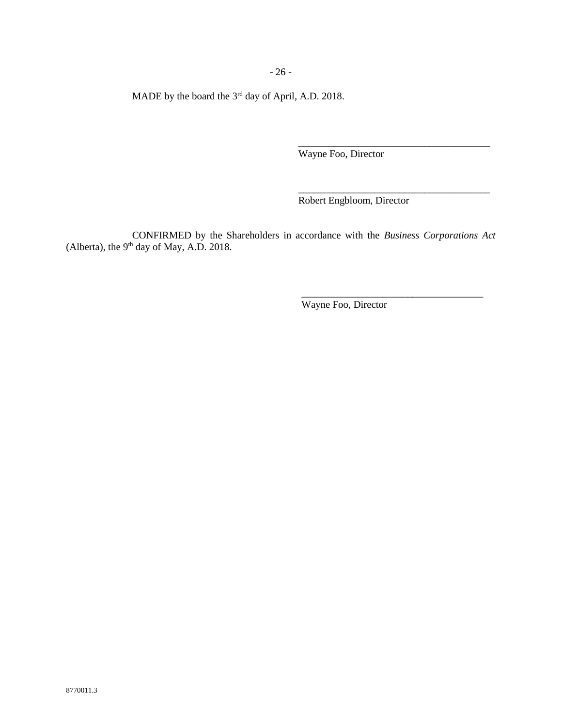MADE by the board the 3rd day of April, A.D. 2018.

\_\_\_\_\_\_\_\_\_\_\_\_\_\_\_\_\_\_\_\_\_\_\_\_\_\_\_\_\_\_\_\_\_\_\_\_\_\_\_\_
Wayne Foo, Director

\_\_\_\_\_\_\_\_\_\_\_\_\_\_\_\_\_\_\_\_\_\_\_\_\_\_\_\_\_\_\_\_\_\_\_\_\_\_\_\_
Robert Engbloom, Director

CONFIRMED by the Shareholders in accordance with the *Business Corporations Act* (Alberta), the 9th day of May, A.D. 2018.

\_\_\_\_\_\_\_\_\_\_\_\_\_\_\_\_\_\_\_\_\_\_\_\_\_\_\_\_\_\_\_\_\_\_\_\_\_\_\_\_
Wayne Foo, Director

8770011.3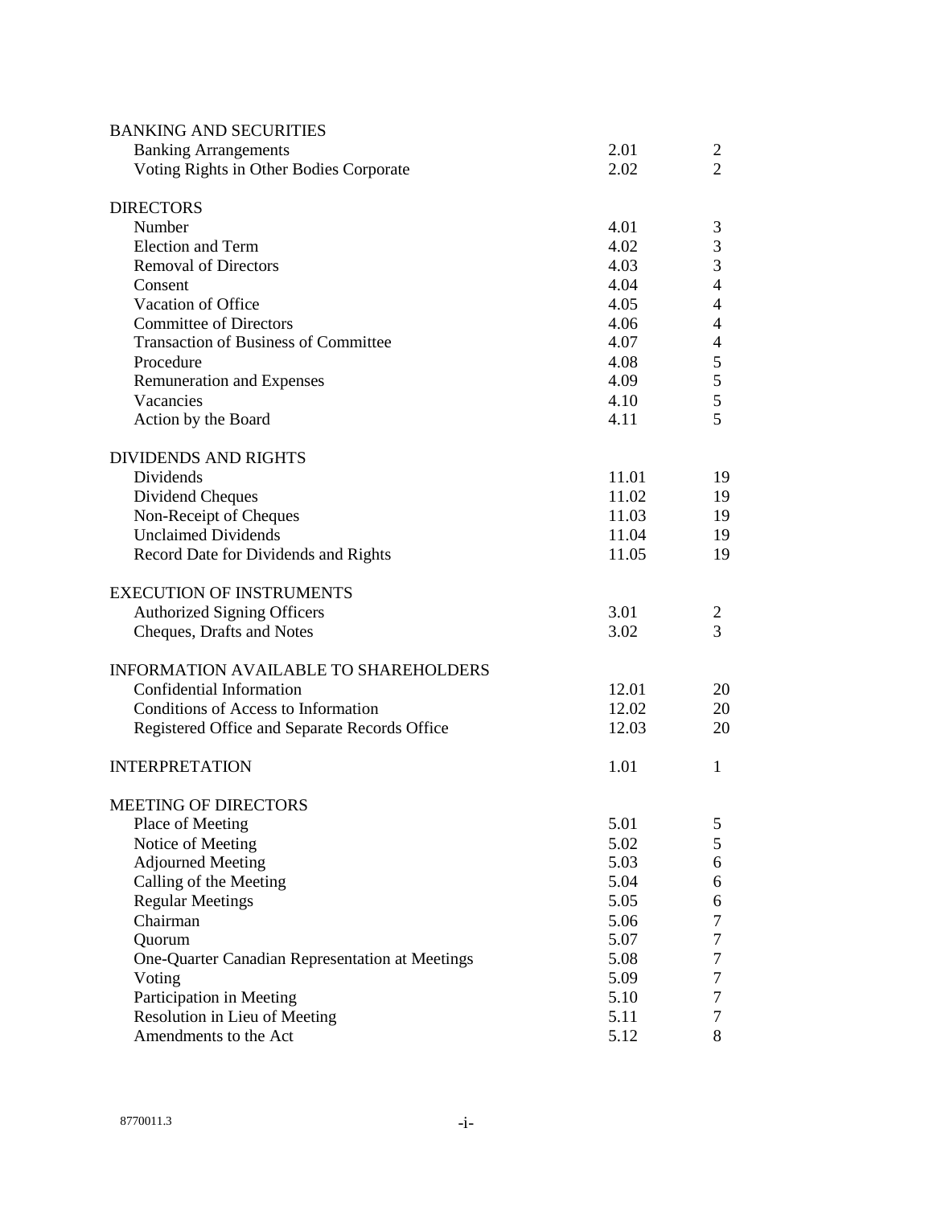| | | |
|---|---|---|
| BANKING AND SECURITIES | | |
| Banking Arrangements | 2.01 | 2 |
| Voting Rights in Other Bodies Corporate | 2.02 | 2 |
| | | |
| DIRECTORS | | |
| Number | 4.01 | 3 |
| Election and Term | 4.02 | 3 |
| Removal of Directors | 4.03 | 3 |
| Consent | 4.04 | 4 |
| Vacation of Office | 4.05 | 4 |
| Committee of Directors | 4.06 | 4 |
| Transaction of Business of Committee | 4.07 | 4 |
| Procedure | 4.08 | 5 |
| Remuneration and Expenses | 4.09 | 5 |
| Vacancies | 4.10 | 5 |
| Action by the Board | 4.11 | 5 |
| | | |
| DIVIDENDS AND RIGHTS | | |
| Dividends | 11.01 | 19 |
| Dividend Cheques | 11.02 | 19 |
| Non-Receipt of Cheques | 11.03 | 19 |
| Unclaimed Dividends | 11.04 | 19 |
| Record Date for Dividends and Rights | 11.05 | 19 |
| | | |
| EXECUTION OF INSTRUMENTS | | |
| Authorized Signing Officers | 3.01 | 2 |
| Cheques, Drafts and Notes | 3.02 | 3 |
| | | |
| INFORMATION AVAILABLE TO SHAREHOLDERS | | |
| Confidential Information | 12.01 | 20 |
| Conditions of Access to Information | 12.02 | 20 |
| Registered Office and Separate Records Office | 12.03 | 20 |
| | | |
| INTERPRETATION | 1.01 | 1 |
| | | |
| MEETING OF DIRECTORS | | |
| Place of Meeting | 5.01 | 5 |
| Notice of Meeting | 5.02 | 5 |
| Adjourned Meeting | 5.03 | 6 |
| Calling of the Meeting | 5.04 | 6 |
| Regular Meetings | 5.05 | 6 |
| Chairman | 5.06 | 7 |
| Quorum | 5.07 | 7 |
| One-Quarter Canadian Representation at Meetings | 5.08 | 7 |
| Voting | 5.09 | 7 |
| Participation in Meeting | 5.10 | 7 |
| Resolution in Lieu of Meeting | 5.11 | 7 |
| Amendments to the Act | 5.12 | 8 |

8770011.3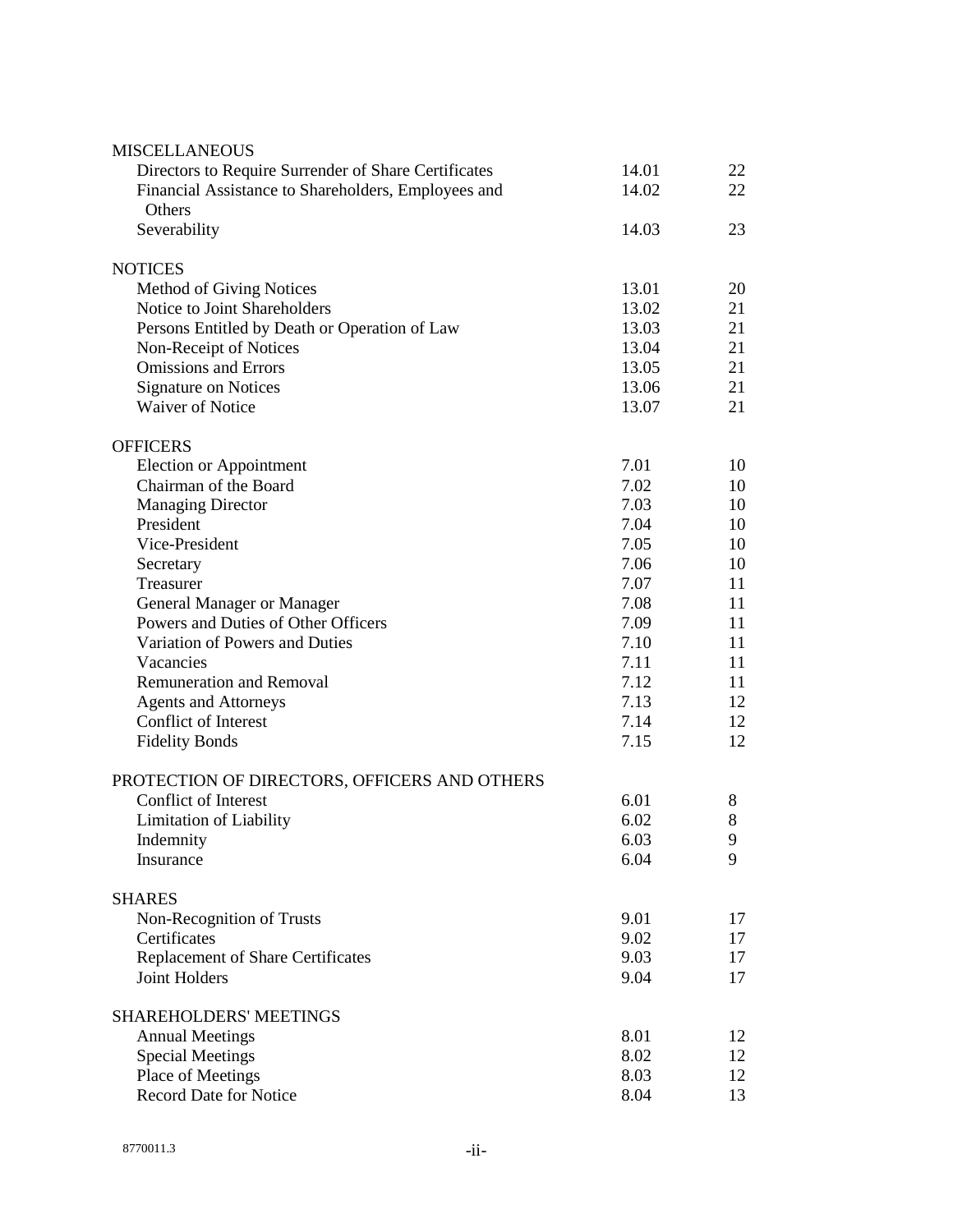| | | |
|---|---|---|
| MISCELLANEOUS | | |
| Directors to Require Surrender of Share Certificates | 14.01 | 22 |
| Financial Assistance to Shareholders, Employees and Others | 14.02 | 22 |
| Severability | 14.03 | 23 |
| NOTICES | | |
| Method of Giving Notices | 13.01 | 20 |
| Notice to Joint Shareholders | 13.02 | 21 |
| Persons Entitled by Death or Operation of Law | 13.03 | 21 |
| Non-Receipt of Notices | 13.04 | 21 |
| Omissions and Errors | 13.05 | 21 |
| Signature on Notices | 13.06 | 21 |
| Waiver of Notice | 13.07 | 21 |
| OFFICERS | | |
| Election or Appointment | 7.01 | 10 |
| Chairman of the Board | 7.02 | 10 |
| Managing Director | 7.03 | 10 |
| President | 7.04 | 10 |
| Vice-President | 7.05 | 10 |
| Secretary | 7.06 | 10 |
| Treasurer | 7.07 | 11 |
| General Manager or Manager | 7.08 | 11 |
| Powers and Duties of Other Officers | 7.09 | 11 |
| Variation of Powers and Duties | 7.10 | 11 |
| Vacancies | 7.11 | 11 |
| Remuneration and Removal | 7.12 | 11 |
| Agents and Attorneys | 7.13 | 12 |
| Conflict of Interest | 7.14 | 12 |
| Fidelity Bonds | 7.15 | 12 |
| PROTECTION OF DIRECTORS, OFFICERS AND OTHERS | | |
| Conflict of Interest | 6.01 | 8 |
| Limitation of Liability | 6.02 | 8 |
| Indemnity | 6.03 | 9 |
| Insurance | 6.04 | 9 |
| SHARES | | |
| Non-Recognition of Trusts | 9.01 | 17 |
| Certificates | 9.02 | 17 |
| Replacement of Share Certificates | 9.03 | 17 |
| Joint Holders | 9.04 | 17 |
| SHAREHOLDERS' MEETINGS | | |
| Annual Meetings | 8.01 | 12 |
| Special Meetings | 8.02 | 12 |
| Place of Meetings | 8.03 | 12 |
| Record Date for Notice | 8.04 | 13 |

8770011.3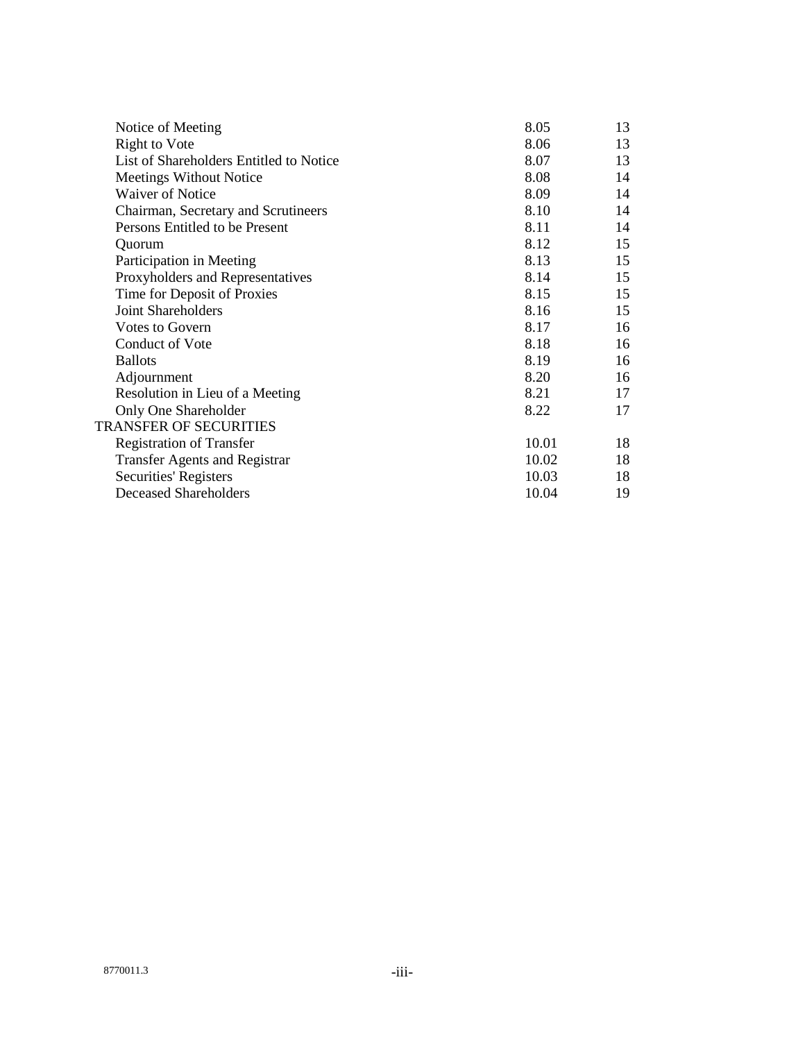| | | |
|---|---|---|
| Notice of Meeting | 8.05 | 13 |
| Right to Vote | 8.06 | 13 |
| List of Shareholders Entitled to Notice | 8.07 | 13 |
| Meetings Without Notice | 8.08 | 14 |
| Waiver of Notice | 8.09 | 14 |
| Chairman, Secretary and Scrutineers | 8.10 | 14 |
| Persons Entitled to be Present | 8.11 | 14 |
| Quorum | 8.12 | 15 |
| Participation in Meeting | 8.13 | 15 |
| Proxyholders and Representatives | 8.14 | 15 |
| Time for Deposit of Proxies | 8.15 | 15 |
| Joint Shareholders | 8.16 | 15 |
| Votes to Govern | 8.17 | 16 |
| Conduct of Vote | 8.18 | 16 |
| Ballots | 8.19 | 16 |
| Adjournment | 8.20 | 16 |
| Resolution in Lieu of a Meeting | 8.21 | 17 |
| Only One Shareholder | 8.22 | 17 |
| TRANSFER OF SECURITIES | | |
| Registration of Transfer | 10.01 | 18 |
| Transfer Agents and Registrar | 10.02 | 18 |
| Securities' Registers | 10.03 | 18 |
| Deceased Shareholders | 10.04 | 19 |

8770011.3